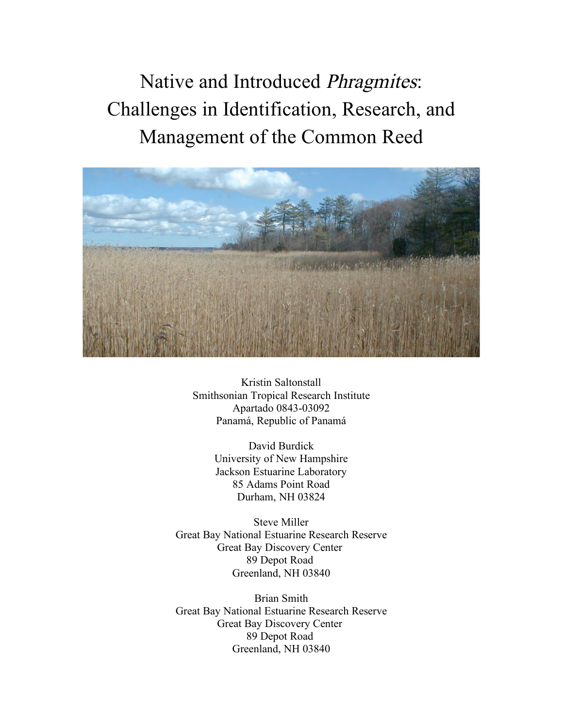# Native and Introduced *Phragmites*: Challenges in Identification, Research, and Management of the Common Reed

Kristin Saltonstall
Smithsonian Tropical Research Institute
Apartado 0843-03092
Panamá, Republic of Panamá

David Burdick
University of New Hampshire
Jackson Estuarine Laboratory
85 Adams Point Road
Durham, NH 03824

Steve Miller
Great Bay National Estuarine Research Reserve
Great Bay Discovery Center
89 Depot Road
Greenland, NH 03840

Brian Smith
Great Bay National Estuarine Research Reserve
Great Bay Discovery Center
89 Depot Road
Greenland, NH 03840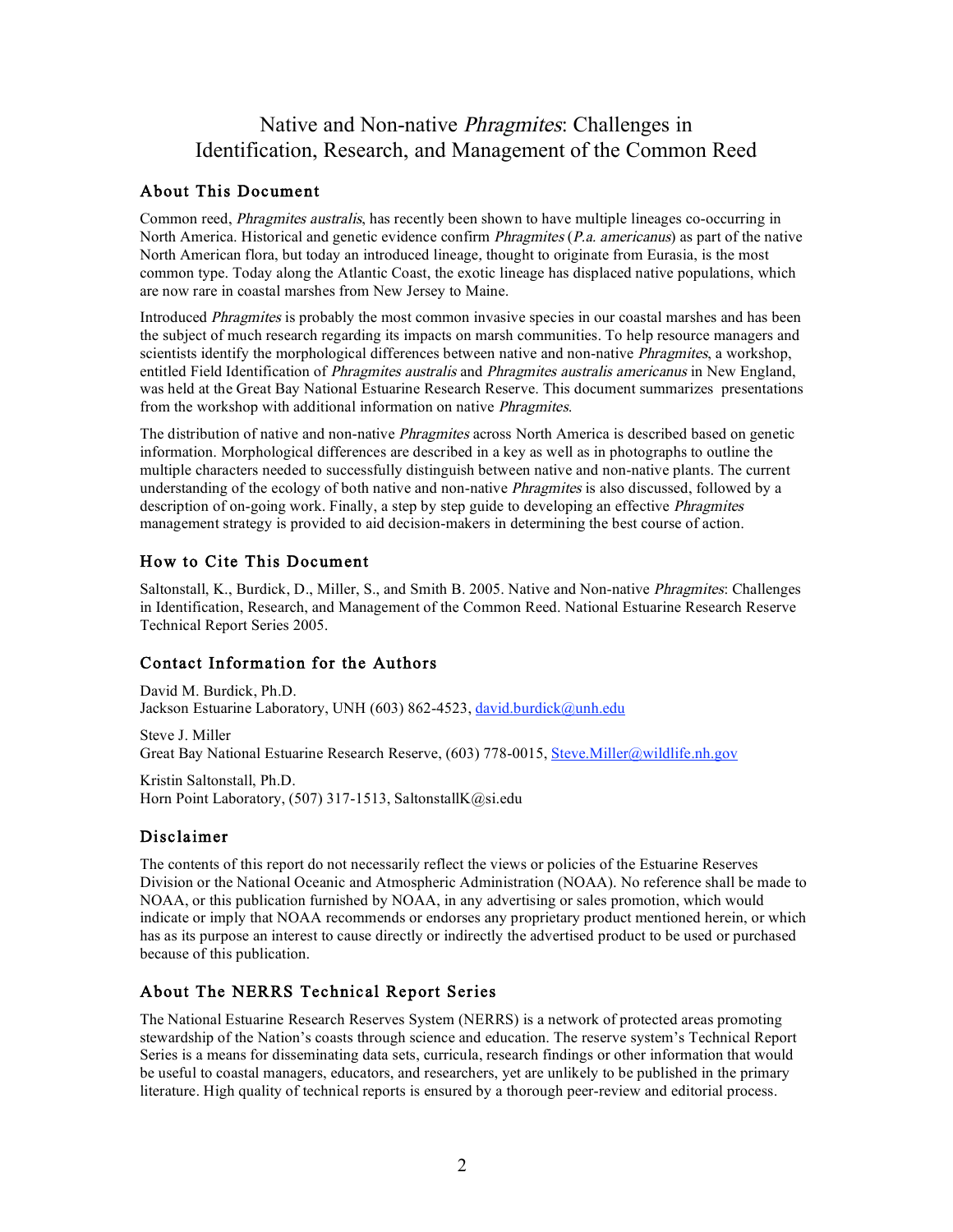# Native and Non-native *Phragmites*: Challenges in Identification, Research, and Management of the Common Reed

## About This Document

Common reed, *Phragmites australis*, has recently been shown to have multiple lineages co-occurring in North America. Historical and genetic evidence confirm *Phragmites* (*P.a. americanus*) as part of the native North American flora, but today an introduced lineage, thought to originate from Eurasia, is the most common type. Today along the Atlantic Coast, the exotic lineage has displaced native populations, which are now rare in coastal marshes from New Jersey to Maine.

Introduced *Phragmites* is probably the most common invasive species in our coastal marshes and has been the subject of much research regarding its impacts on marsh communities. To help resource managers and scientists identify the morphological differences between native and non-native *Phragmites*, a workshop, entitled Field Identification of *Phragmites australis* and *Phragmites australis americanus* in New England, was held at the Great Bay National Estuarine Research Reserve. This document summarizes presentations from the workshop with additional information on native *Phragmites*.

The distribution of native and non-native *Phragmites* across North America is described based on genetic information. Morphological differences are described in a key as well as in photographs to outline the multiple characters needed to successfully distinguish between native and non-native plants. The current understanding of the ecology of both native and non-native *Phragmites* is also discussed, followed by a description of on-going work. Finally, a step by step guide to developing an effective *Phragmites* management strategy is provided to aid decision-makers in determining the best course of action.

## How to Cite This Document

Saltonstall, K., Burdick, D., Miller, S., and Smith B. 2005. Native and Non-native *Phragmites*: Challenges in Identification, Research, and Management of the Common Reed. National Estuarine Research Reserve Technical Report Series 2005.

## Contact Information for the Authors

David M. Burdick, Ph.D.
Jackson Estuarine Laboratory, UNH (603) 862-4523, david.burdick@unh.edu

Steve J. Miller
Great Bay National Estuarine Research Reserve, (603) 778-0015, Steve.Miller@wildlife.nh.gov

Kristin Saltonstall, Ph.D.
Horn Point Laboratory, (507) 317-1513, SaltonstallK@si.edu

## Disclaimer

The contents of this report do not necessarily reflect the views or policies of the Estuarine Reserves Division or the National Oceanic and Atmospheric Administration (NOAA). No reference shall be made to NOAA, or this publication furnished by NOAA, in any advertising or sales promotion, which would indicate or imply that NOAA recommends or endorses any proprietary product mentioned herein, or which has as its purpose an interest to cause directly or indirectly the advertised product to be used or purchased because of this publication.

## About The NERRS Technical Report Series

The National Estuarine Research Reserves System (NERRS) is a network of protected areas promoting stewardship of the Nation's coasts through science and education. The reserve system's Technical Report Series is a means for disseminating data sets, curricula, research findings or other information that would be useful to coastal managers, educators, and researchers, yet are unlikely to be published in the primary literature. High quality of technical reports is ensured by a thorough peer-review and editorial process.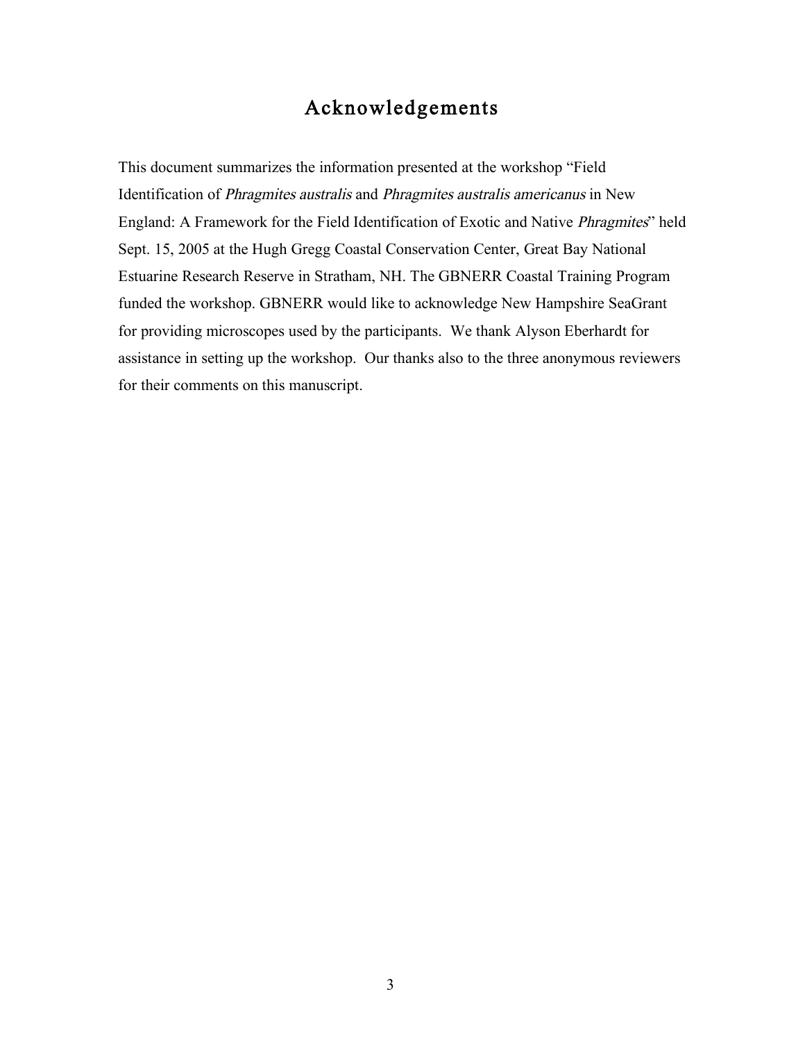# Acknowledgements

This document summarizes the information presented at the workshop "Field Identification of *Phragmites australis* and *Phragmites australis americanus* in New England: A Framework for the Field Identification of Exotic and Native *Phragmites*" held Sept. 15, 2005 at the Hugh Gregg Coastal Conservation Center, Great Bay National Estuarine Research Reserve in Stratham, NH. The GBNERR Coastal Training Program funded the workshop. GBNERR would like to acknowledge New Hampshire SeaGrant for providing microscopes used by the participants. We thank Alyson Eberhardt for assistance in setting up the workshop. Our thanks also to the three anonymous reviewers for their comments on this manuscript.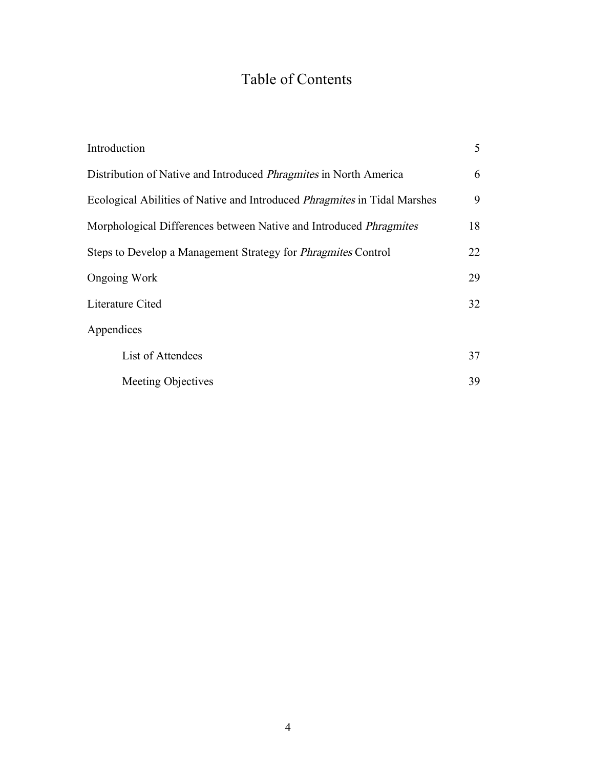# Table of Contents

| | |
|---|---|
| Introduction | 5 |
| Distribution of Native and Introduced *Phragmites* in North America | 6 |
| Ecological Abilities of Native and Introduced *Phragmites* in Tidal Marshes | 9 |
| Morphological Differences between Native and Introduced *Phragmites* | 18 |
| Steps to Develop a Management Strategy for *Phragmites* Control | 22 |
| Ongoing Work | 29 |
| Literature Cited | 32 |
| Appendices | |
| List of Attendees | 37 |
| Meeting Objectives | 39 |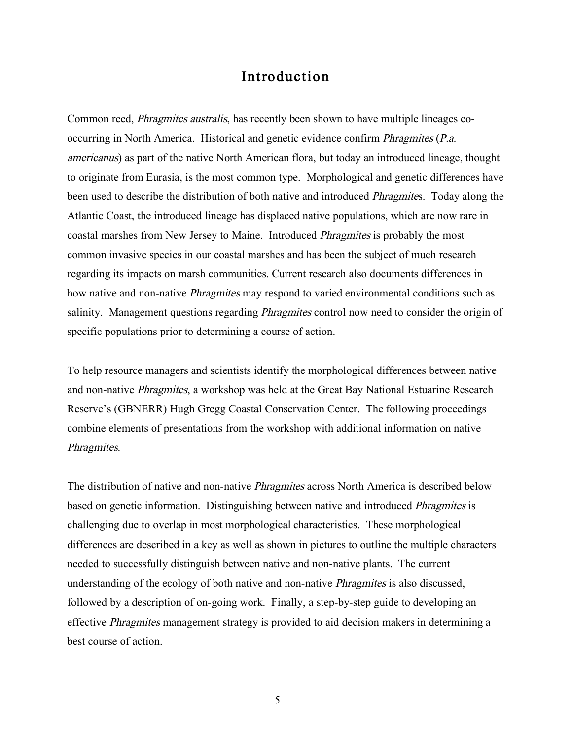# Introduction

Common reed, *Phragmites australis*, has recently been shown to have multiple lineages co-occurring in North America. Historical and genetic evidence confirm *Phragmites* (*P.a. americanus*) as part of the native North American flora, but today an introduced lineage, thought to originate from Eurasia, is the most common type. Morphological and genetic differences have been used to describe the distribution of both native and introduced *Phragmite*s. Today along the Atlantic Coast, the introduced lineage has displaced native populations, which are now rare in coastal marshes from New Jersey to Maine. Introduced *Phragmites* is probably the most common invasive species in our coastal marshes and has been the subject of much research regarding its impacts on marsh communities. Current research also documents differences in how native and non-native *Phragmites* may respond to varied environmental conditions such as salinity. Management questions regarding *Phragmites* control now need to consider the origin of specific populations prior to determining a course of action.

To help resource managers and scientists identify the morphological differences between native and non-native *Phragmites*, a workshop was held at the Great Bay National Estuarine Research Reserve's (GBNERR) Hugh Gregg Coastal Conservation Center. The following proceedings combine elements of presentations from the workshop with additional information on native *Phragmites*.

The distribution of native and non-native *Phragmites* across North America is described below based on genetic information. Distinguishing between native and introduced *Phragmites* is challenging due to overlap in most morphological characteristics. These morphological differences are described in a key as well as shown in pictures to outline the multiple characters needed to successfully distinguish between native and non-native plants. The current understanding of the ecology of both native and non-native *Phragmites* is also discussed, followed by a description of on-going work. Finally, a step-by-step guide to developing an effective *Phragmites* management strategy is provided to aid decision makers in determining a best course of action.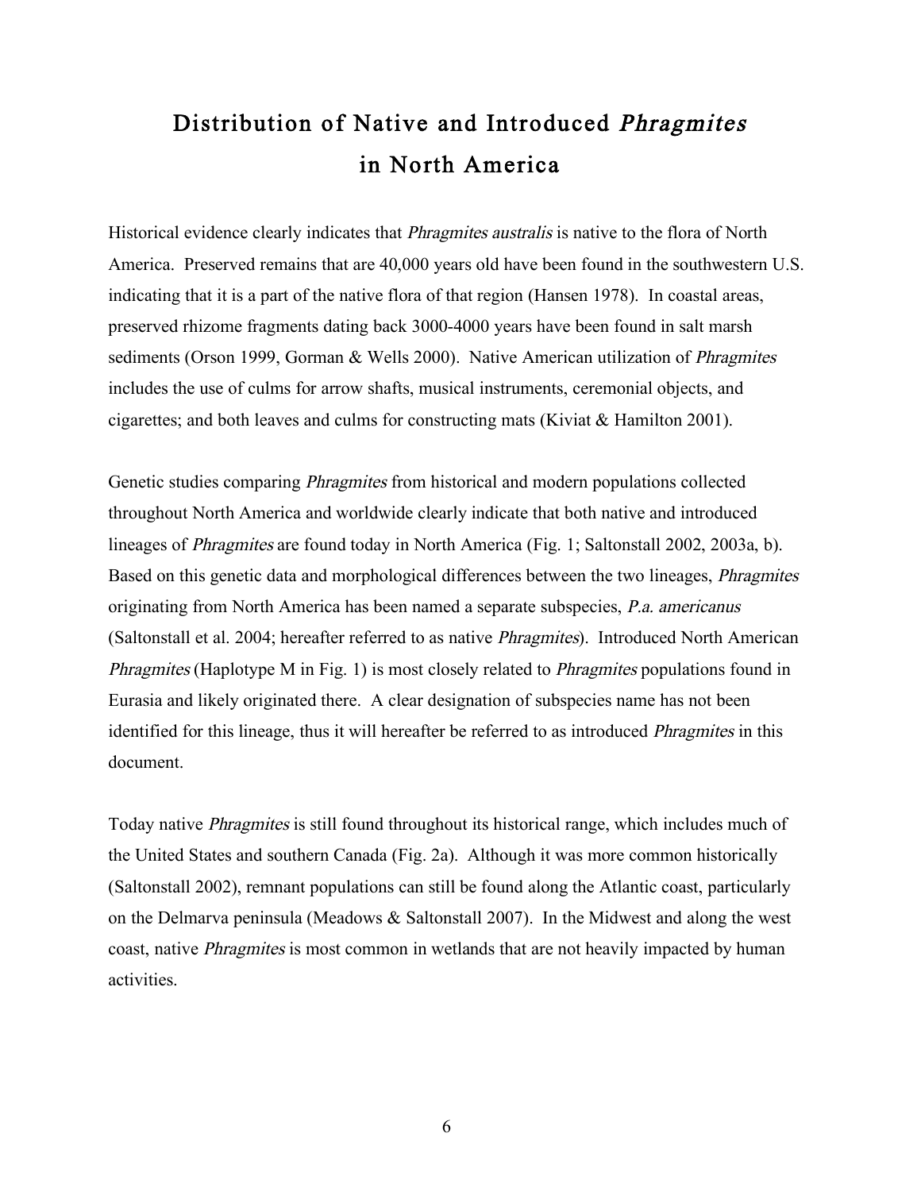# Distribution of Native and Introduced *Phragmites* in North America

Historical evidence clearly indicates that *Phragmites australis* is native to the flora of North America. Preserved remains that are 40,000 years old have been found in the southwestern U.S. indicating that it is a part of the native flora of that region (Hansen 1978). In coastal areas, preserved rhizome fragments dating back 3000-4000 years have been found in salt marsh sediments (Orson 1999, Gorman & Wells 2000). Native American utilization of *Phragmites* includes the use of culms for arrow shafts, musical instruments, ceremonial objects, and cigarettes; and both leaves and culms for constructing mats (Kiviat & Hamilton 2001).

Genetic studies comparing *Phragmites* from historical and modern populations collected throughout North America and worldwide clearly indicate that both native and introduced lineages of *Phragmites* are found today in North America (Fig. 1; Saltonstall 2002, 2003a, b). Based on this genetic data and morphological differences between the two lineages, *Phragmites* originating from North America has been named a separate subspecies, *P.a. americanus* (Saltonstall et al. 2004; hereafter referred to as native *Phragmites*). Introduced North American *Phragmites* (Haplotype M in Fig. 1) is most closely related to *Phragmites* populations found in Eurasia and likely originated there. A clear designation of subspecies name has not been identified for this lineage, thus it will hereafter be referred to as introduced *Phragmites* in this document.

Today native *Phragmites* is still found throughout its historical range, which includes much of the United States and southern Canada (Fig. 2a). Although it was more common historically (Saltonstall 2002), remnant populations can still be found along the Atlantic coast, particularly on the Delmarva peninsula (Meadows & Saltonstall 2007). In the Midwest and along the west coast, native *Phragmites* is most common in wetlands that are not heavily impacted by human activities.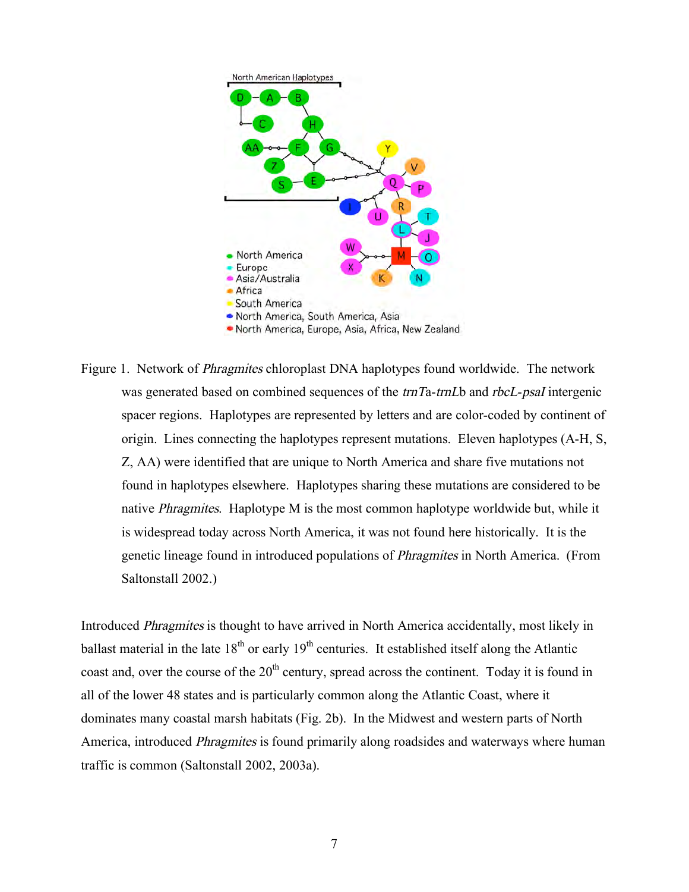Figure 1. Network of *Phragmites* chloroplast DNA haplotypes found worldwide. The network was generated based on combined sequences of the *trnT*a-*trnL*b and *rbcL-psaI* intergenic spacer regions. Haplotypes are represented by letters and are color-coded by continent of origin. Lines connecting the haplotypes represent mutations. Eleven haplotypes (A-H, S, Z, AA) were identified that are unique to North America and share five mutations not found in haplotypes elsewhere. Haplotypes sharing these mutations are considered to be native *Phragmites*. Haplotype M is the most common haplotype worldwide but, while it is widespread today across North America, it was not found here historically. It is the genetic lineage found in introduced populations of *Phragmites* in North America. (From Saltonstall 2002.)

Introduced *Phragmites* is thought to have arrived in North America accidentally, most likely in ballast material in the late 18th or early 19th centuries. It established itself along the Atlantic coast and, over the course of the 20th century, spread across the continent. Today it is found in all of the lower 48 states and is particularly common along the Atlantic Coast, where it dominates many coastal marsh habitats (Fig. 2b). In the Midwest and western parts of North America, introduced *Phragmites* is found primarily along roadsides and waterways where human traffic is common (Saltonstall 2002, 2003a).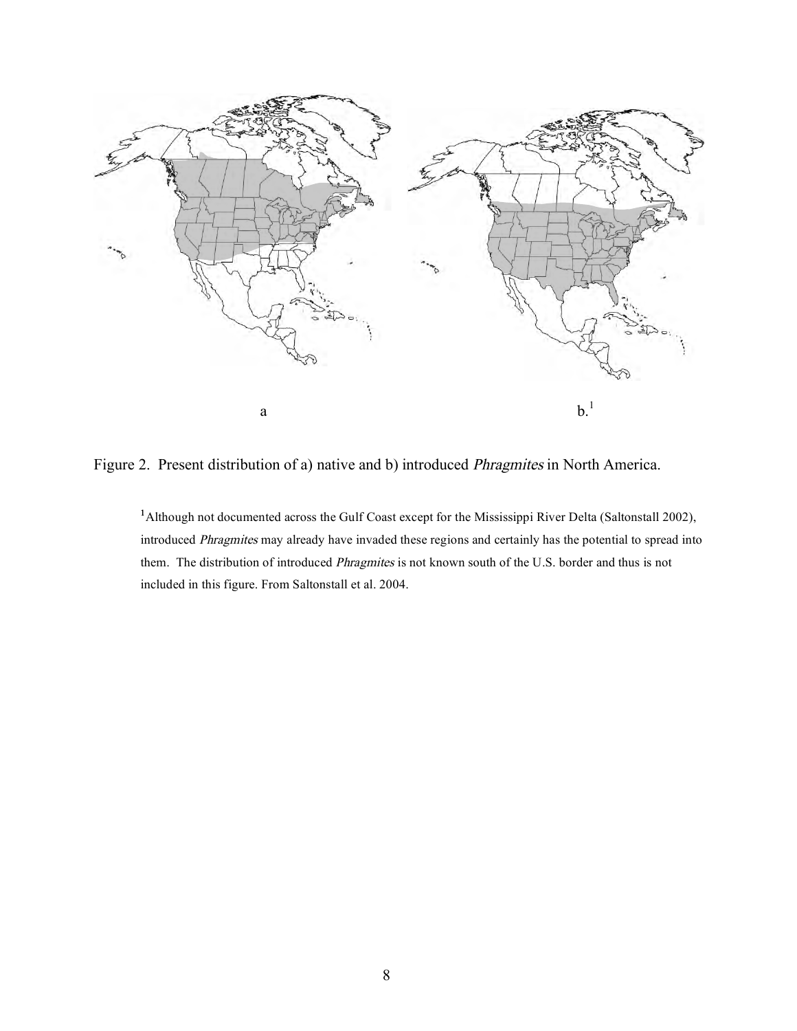a

b.[1]

Figure 2. Present distribution of a) native and b) introduced *Phragmites* in North America.

[1]Although not documented across the Gulf Coast except for the Mississippi River Delta (Saltonstall 2002), introduced *Phragmites* may already have invaded these regions and certainly has the potential to spread into them. The distribution of introduced *Phragmites* is not known south of the U.S. border and thus is not included in this figure. From Saltonstall et al. 2004.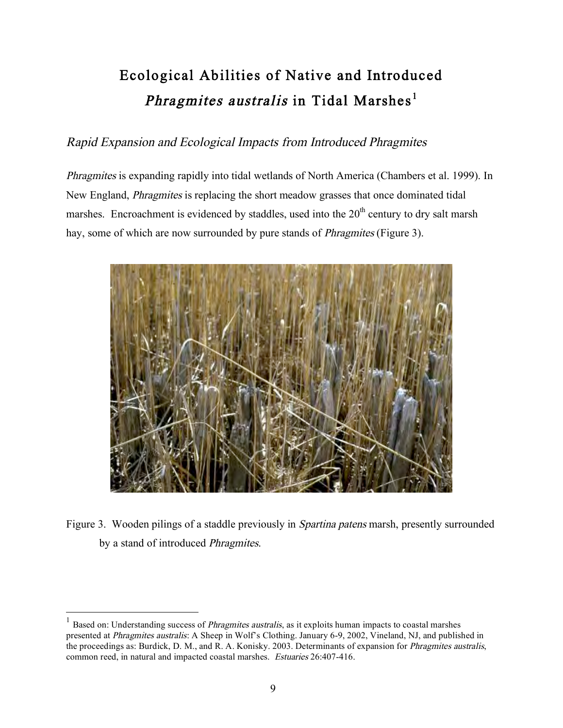# Ecological Abilities of Native and Introduced *Phragmites australis* in Tidal Marshes[1]

## *Rapid Expansion and Ecological Impacts from Introduced Phragmites*

*Phragmites* is expanding rapidly into tidal wetlands of North America (Chambers et al. 1999). In New England, *Phragmites* is replacing the short meadow grasses that once dominated tidal marshes. Encroachment is evidenced by staddles, used into the 20th century to dry salt marsh hay, some of which are now surrounded by pure stands of *Phragmites* (Figure 3).

Figure 3. Wooden pilings of a staddle previously in *Spartina patens* marsh, presently surrounded by a stand of introduced *Phragmites*.

---

[1] Based on: Understanding success of *Phragmites australis*, as it exploits human impacts to coastal marshes presented at *Phragmites australis*: A Sheep in Wolf's Clothing. January 6-9, 2002, Vineland, NJ, and published in the proceedings as: Burdick, D. M., and R. A. Konisky. 2003. Determinants of expansion for *Phragmites australis*, common reed, in natural and impacted coastal marshes. *Estuaries* 26:407-416.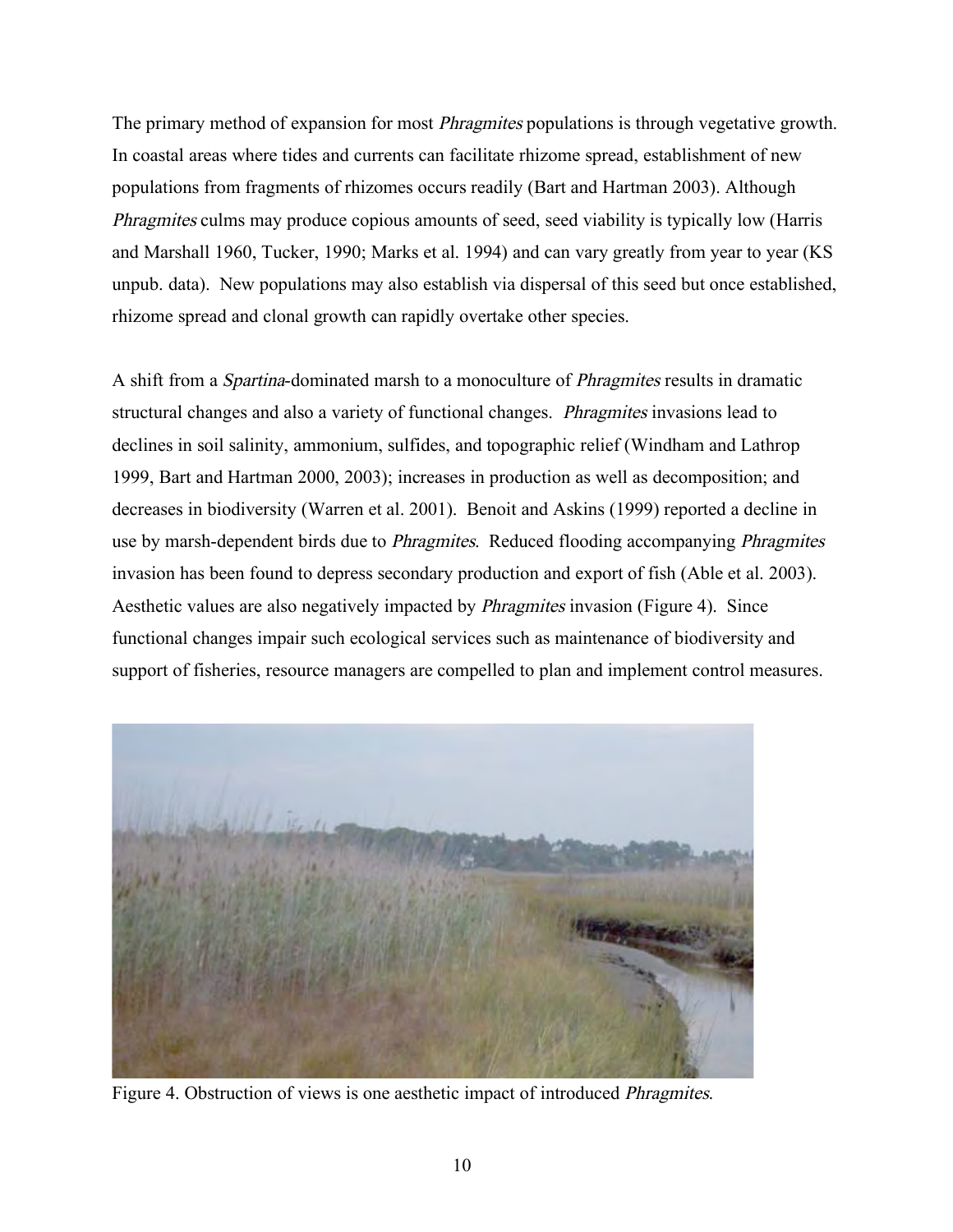The primary method of expansion for most *Phragmites* populations is through vegetative growth. In coastal areas where tides and currents can facilitate rhizome spread, establishment of new populations from fragments of rhizomes occurs readily (Bart and Hartman 2003). Although *Phragmites* culms may produce copious amounts of seed, seed viability is typically low (Harris and Marshall 1960, Tucker, 1990; Marks et al. 1994) and can vary greatly from year to year (KS unpub. data). New populations may also establish via dispersal of this seed but once established, rhizome spread and clonal growth can rapidly overtake other species.

A shift from a *Spartina*-dominated marsh to a monoculture of *Phragmites* results in dramatic structural changes and also a variety of functional changes. *Phragmites* invasions lead to declines in soil salinity, ammonium, sulfides, and topographic relief (Windham and Lathrop 1999, Bart and Hartman 2000, 2003); increases in production as well as decomposition; and decreases in biodiversity (Warren et al. 2001). Benoit and Askins (1999) reported a decline in use by marsh-dependent birds due to *Phragmites*. Reduced flooding accompanying *Phragmites* invasion has been found to depress secondary production and export of fish (Able et al. 2003). Aesthetic values are also negatively impacted by *Phragmites* invasion (Figure 4). Since functional changes impair such ecological services such as maintenance of biodiversity and support of fisheries, resource managers are compelled to plan and implement control measures.

Figure 4. Obstruction of views is one aesthetic impact of introduced *Phragmites*.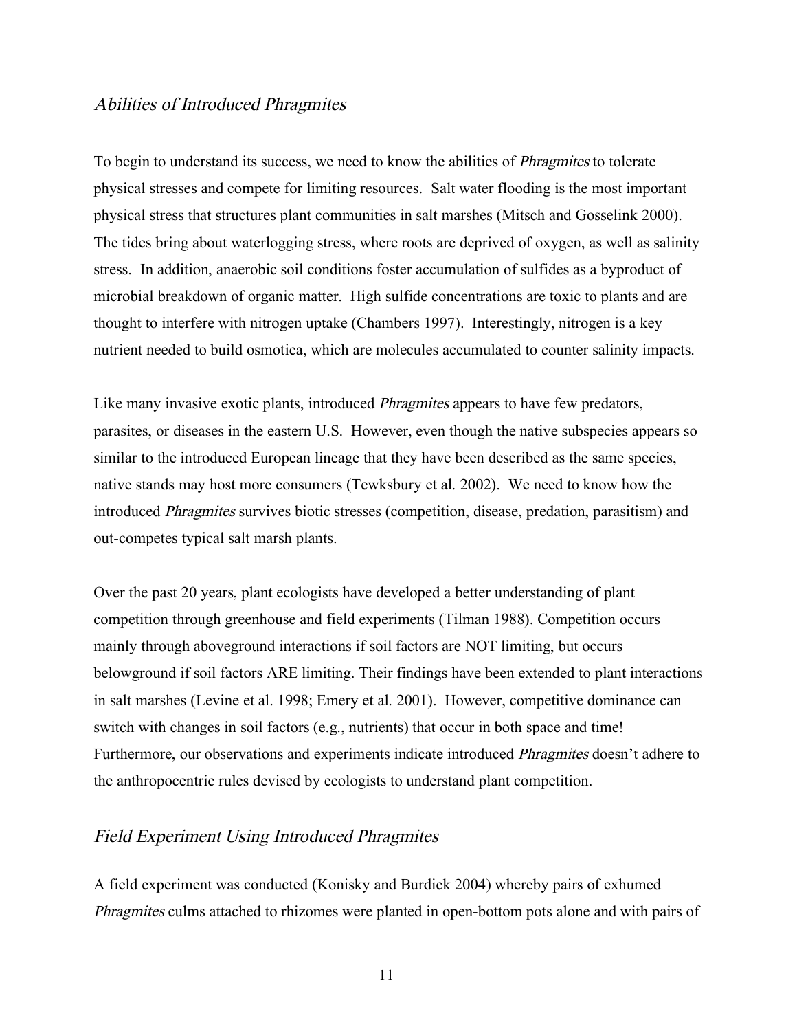## *Abilities of Introduced Phragmites*

To begin to understand its success, we need to know the abilities of *Phragmites* to tolerate physical stresses and compete for limiting resources. Salt water flooding is the most important physical stress that structures plant communities in salt marshes (Mitsch and Gosselink 2000). The tides bring about waterlogging stress, where roots are deprived of oxygen, as well as salinity stress. In addition, anaerobic soil conditions foster accumulation of sulfides as a byproduct of microbial breakdown of organic matter. High sulfide concentrations are toxic to plants and are thought to interfere with nitrogen uptake (Chambers 1997). Interestingly, nitrogen is a key nutrient needed to build osmotica, which are molecules accumulated to counter salinity impacts.

Like many invasive exotic plants, introduced *Phragmites* appears to have few predators, parasites, or diseases in the eastern U.S. However, even though the native subspecies appears so similar to the introduced European lineage that they have been described as the same species, native stands may host more consumers (Tewksbury et al. 2002). We need to know how the introduced *Phragmites* survives biotic stresses (competition, disease, predation, parasitism) and out-competes typical salt marsh plants.

Over the past 20 years, plant ecologists have developed a better understanding of plant competition through greenhouse and field experiments (Tilman 1988). Competition occurs mainly through aboveground interactions if soil factors are NOT limiting, but occurs belowground if soil factors ARE limiting. Their findings have been extended to plant interactions in salt marshes (Levine et al. 1998; Emery et al. 2001). However, competitive dominance can switch with changes in soil factors (e.g., nutrients) that occur in both space and time! Furthermore, our observations and experiments indicate introduced *Phragmites* doesn't adhere to the anthropocentric rules devised by ecologists to understand plant competition.

## *Field Experiment Using Introduced Phragmites*

A field experiment was conducted (Konisky and Burdick 2004) whereby pairs of exhumed *Phragmites* culms attached to rhizomes were planted in open-bottom pots alone and with pairs of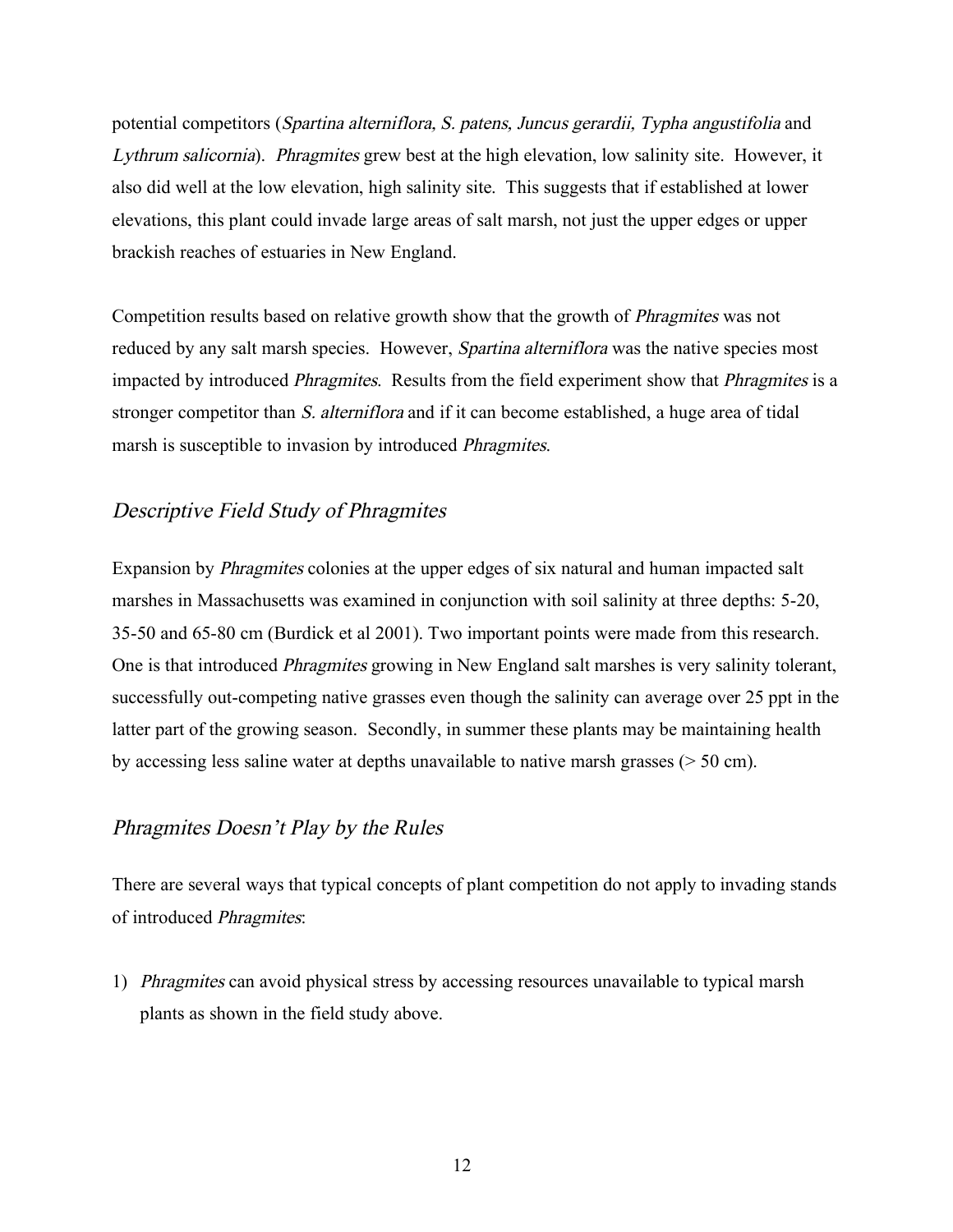potential competitors (*Spartina alterniflora, S. patens, Juncus gerardii, Typha angustifolia* and *Lythrum salicornia*). *Phragmites* grew best at the high elevation, low salinity site. However, it also did well at the low elevation, high salinity site. This suggests that if established at lower elevations, this plant could invade large areas of salt marsh, not just the upper edges or upper brackish reaches of estuaries in New England.

Competition results based on relative growth show that the growth of *Phragmites* was not reduced by any salt marsh species. However, *Spartina alterniflora* was the native species most impacted by introduced *Phragmites*. Results from the field experiment show that *Phragmites* is a stronger competitor than *S. alterniflora* and if it can become established, a huge area of tidal marsh is susceptible to invasion by introduced *Phragmites*.

## *Descriptive Field Study of Phragmites*

Expansion by *Phragmites* colonies at the upper edges of six natural and human impacted salt marshes in Massachusetts was examined in conjunction with soil salinity at three depths: 5-20, 35-50 and 65-80 cm (Burdick et al 2001). Two important points were made from this research. One is that introduced *Phragmites* growing in New England salt marshes is very salinity tolerant, successfully out-competing native grasses even though the salinity can average over 25 ppt in the latter part of the growing season. Secondly, in summer these plants may be maintaining health by accessing less saline water at depths unavailable to native marsh grasses (> 50 cm).

## *Phragmites Doesn't Play by the Rules*

There are several ways that typical concepts of plant competition do not apply to invading stands of introduced *Phragmites*:

1) *Phragmites* can avoid physical stress by accessing resources unavailable to typical marsh plants as shown in the field study above.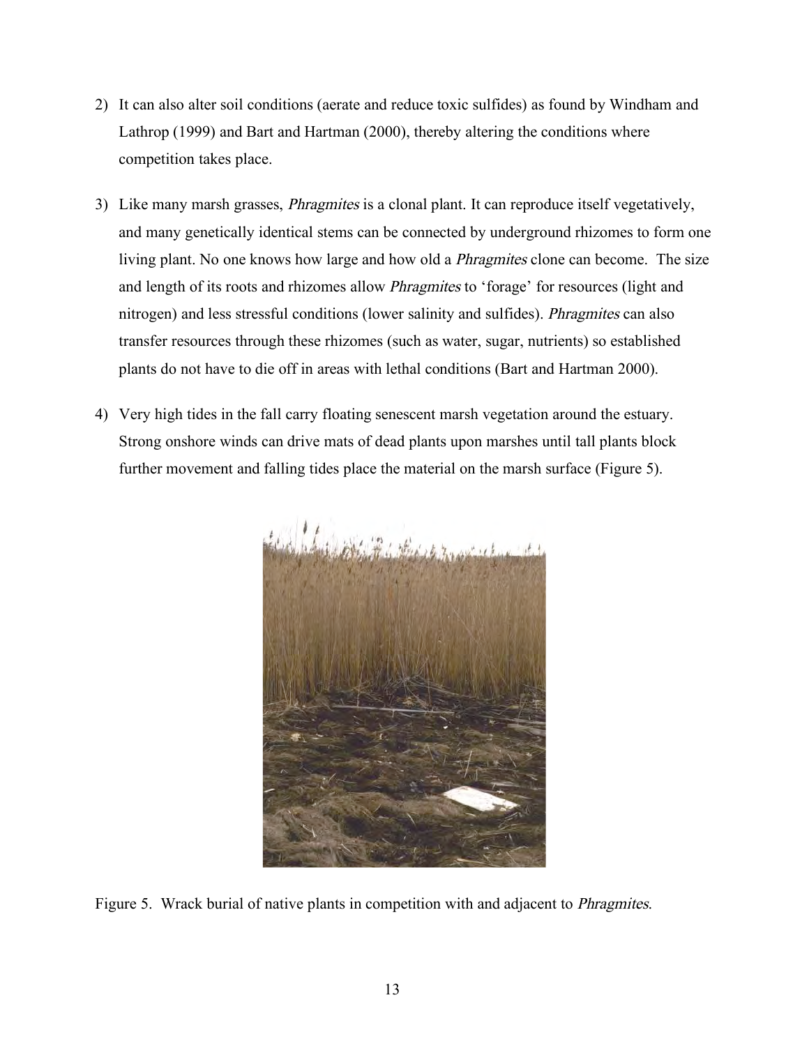2) It can also alter soil conditions (aerate and reduce toxic sulfides) as found by Windham and Lathrop (1999) and Bart and Hartman (2000), thereby altering the conditions where competition takes place.

3) Like many marsh grasses, *Phragmites* is a clonal plant. It can reproduce itself vegetatively, and many genetically identical stems can be connected by underground rhizomes to form one living plant. No one knows how large and how old a *Phragmites* clone can become. The size and length of its roots and rhizomes allow *Phragmites* to 'forage' for resources (light and nitrogen) and less stressful conditions (lower salinity and sulfides). *Phragmites* can also transfer resources through these rhizomes (such as water, sugar, nutrients) so established plants do not have to die off in areas with lethal conditions (Bart and Hartman 2000).

4) Very high tides in the fall carry floating senescent marsh vegetation around the estuary. Strong onshore winds can drive mats of dead plants upon marshes until tall plants block further movement and falling tides place the material on the marsh surface (Figure 5).

Figure 5. Wrack burial of native plants in competition with and adjacent to *Phragmites*.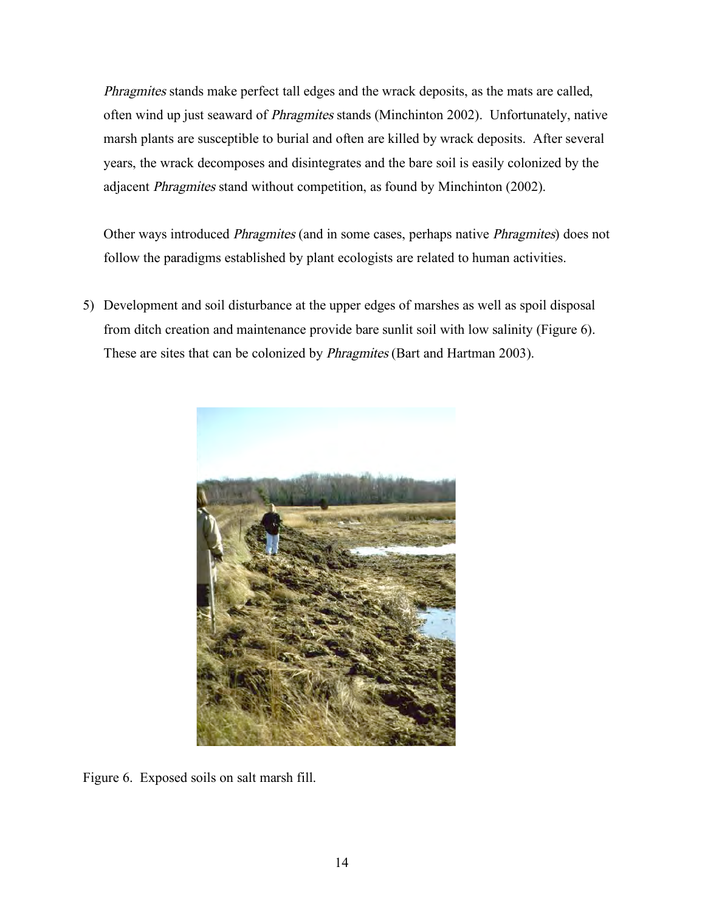*Phragmites* stands make perfect tall edges and the wrack deposits, as the mats are called, often wind up just seaward of *Phragmites* stands (Minchinton 2002). Unfortunately, native marsh plants are susceptible to burial and often are killed by wrack deposits. After several years, the wrack decomposes and disintegrates and the bare soil is easily colonized by the adjacent *Phragmites* stand without competition, as found by Minchinton (2002).

Other ways introduced *Phragmites* (and in some cases, perhaps native *Phragmites*) does not follow the paradigms established by plant ecologists are related to human activities.

5) Development and soil disturbance at the upper edges of marshes as well as spoil disposal from ditch creation and maintenance provide bare sunlit soil with low salinity (Figure 6). These are sites that can be colonized by *Phragmites* (Bart and Hartman 2003).

Figure 6. Exposed soils on salt marsh fill.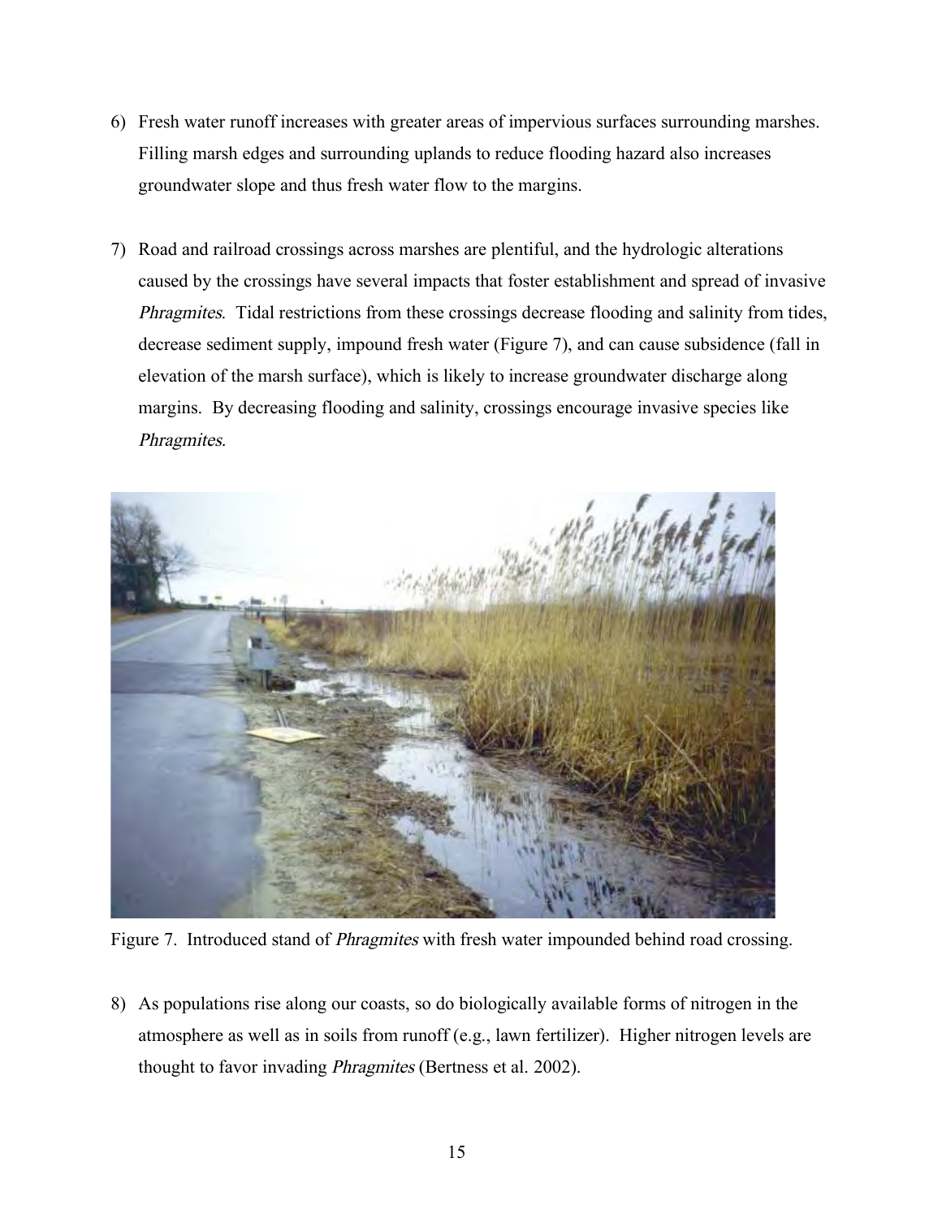6) Fresh water runoff increases with greater areas of impervious surfaces surrounding marshes. Filling marsh edges and surrounding uplands to reduce flooding hazard also increases groundwater slope and thus fresh water flow to the margins.

7) Road and railroad crossings across marshes are plentiful, and the hydrologic alterations caused by the crossings have several impacts that foster establishment and spread of invasive *Phragmites*. Tidal restrictions from these crossings decrease flooding and salinity from tides, decrease sediment supply, impound fresh water (Figure 7), and can cause subsidence (fall in elevation of the marsh surface), which is likely to increase groundwater discharge along margins. By decreasing flooding and salinity, crossings encourage invasive species like *Phragmites*.

Figure 7. Introduced stand of *Phragmites* with fresh water impounded behind road crossing.

8) As populations rise along our coasts, so do biologically available forms of nitrogen in the atmosphere as well as in soils from runoff (e.g., lawn fertilizer). Higher nitrogen levels are thought to favor invading *Phragmites* (Bertness et al. 2002).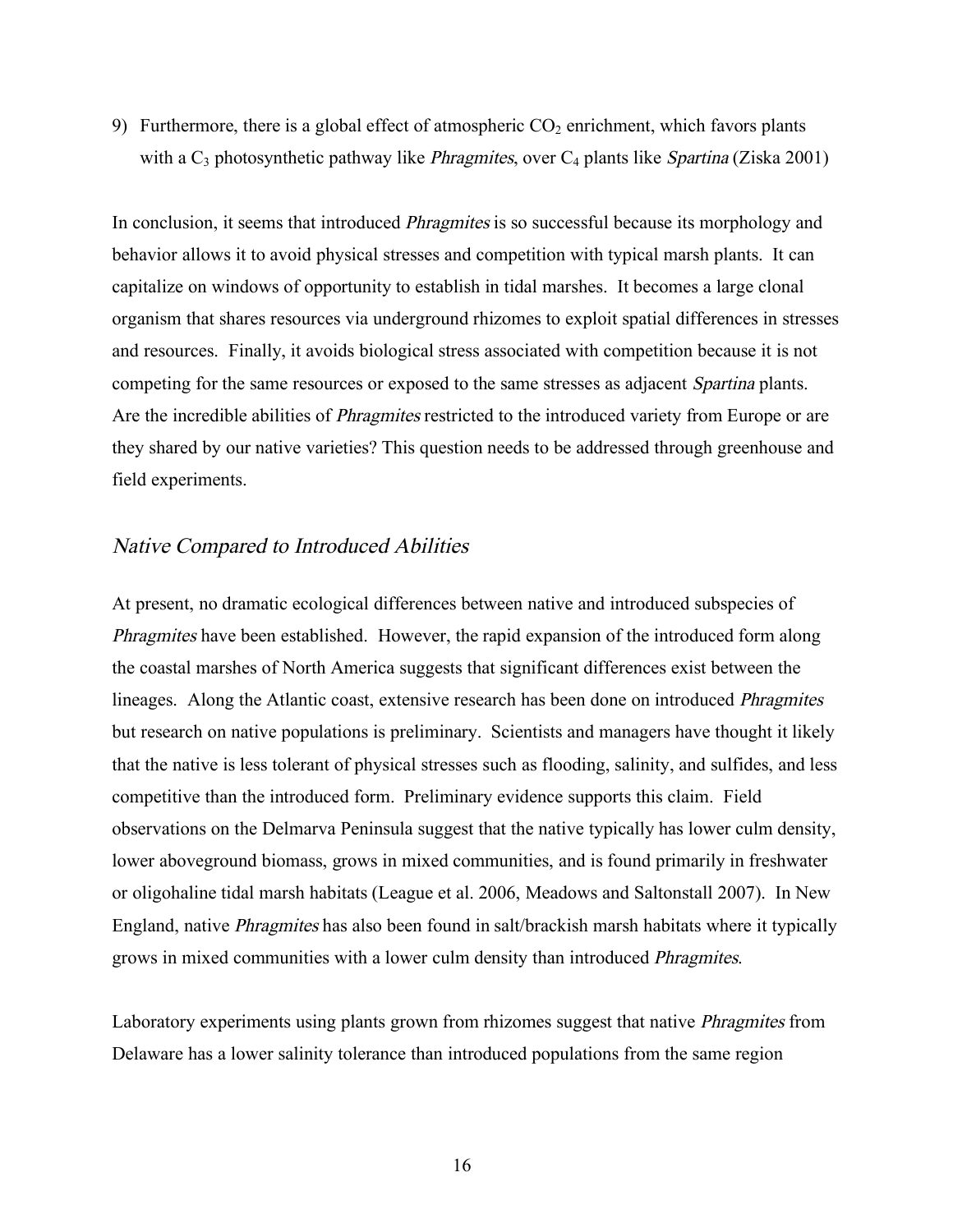9) Furthermore, there is a global effect of atmospheric $CO_2$ enrichment, which favors plants with a $C_3$ photosynthetic pathway like *Phragmites*, over $C_4$ plants like *Spartina* (Ziska 2001)

In conclusion, it seems that introduced *Phragmites* is so successful because its morphology and behavior allows it to avoid physical stresses and competition with typical marsh plants. It can capitalize on windows of opportunity to establish in tidal marshes. It becomes a large clonal organism that shares resources via underground rhizomes to exploit spatial differences in stresses and resources. Finally, it avoids biological stress associated with competition because it is not competing for the same resources or exposed to the same stresses as adjacent *Spartina* plants. Are the incredible abilities of *Phragmites* restricted to the introduced variety from Europe or are they shared by our native varieties? This question needs to be addressed through greenhouse and field experiments.

## *Native Compared to Introduced Abilities*

At present, no dramatic ecological differences between native and introduced subspecies of *Phragmites* have been established. However, the rapid expansion of the introduced form along the coastal marshes of North America suggests that significant differences exist between the lineages. Along the Atlantic coast, extensive research has been done on introduced *Phragmites* but research on native populations is preliminary. Scientists and managers have thought it likely that the native is less tolerant of physical stresses such as flooding, salinity, and sulfides, and less competitive than the introduced form. Preliminary evidence supports this claim. Field observations on the Delmarva Peninsula suggest that the native typically has lower culm density, lower aboveground biomass, grows in mixed communities, and is found primarily in freshwater or oligohaline tidal marsh habitats (League et al. 2006, Meadows and Saltonstall 2007). In New England, native *Phragmites* has also been found in salt/brackish marsh habitats where it typically grows in mixed communities with a lower culm density than introduced *Phragmites*.

Laboratory experiments using plants grown from rhizomes suggest that native *Phragmites* from Delaware has a lower salinity tolerance than introduced populations from the same region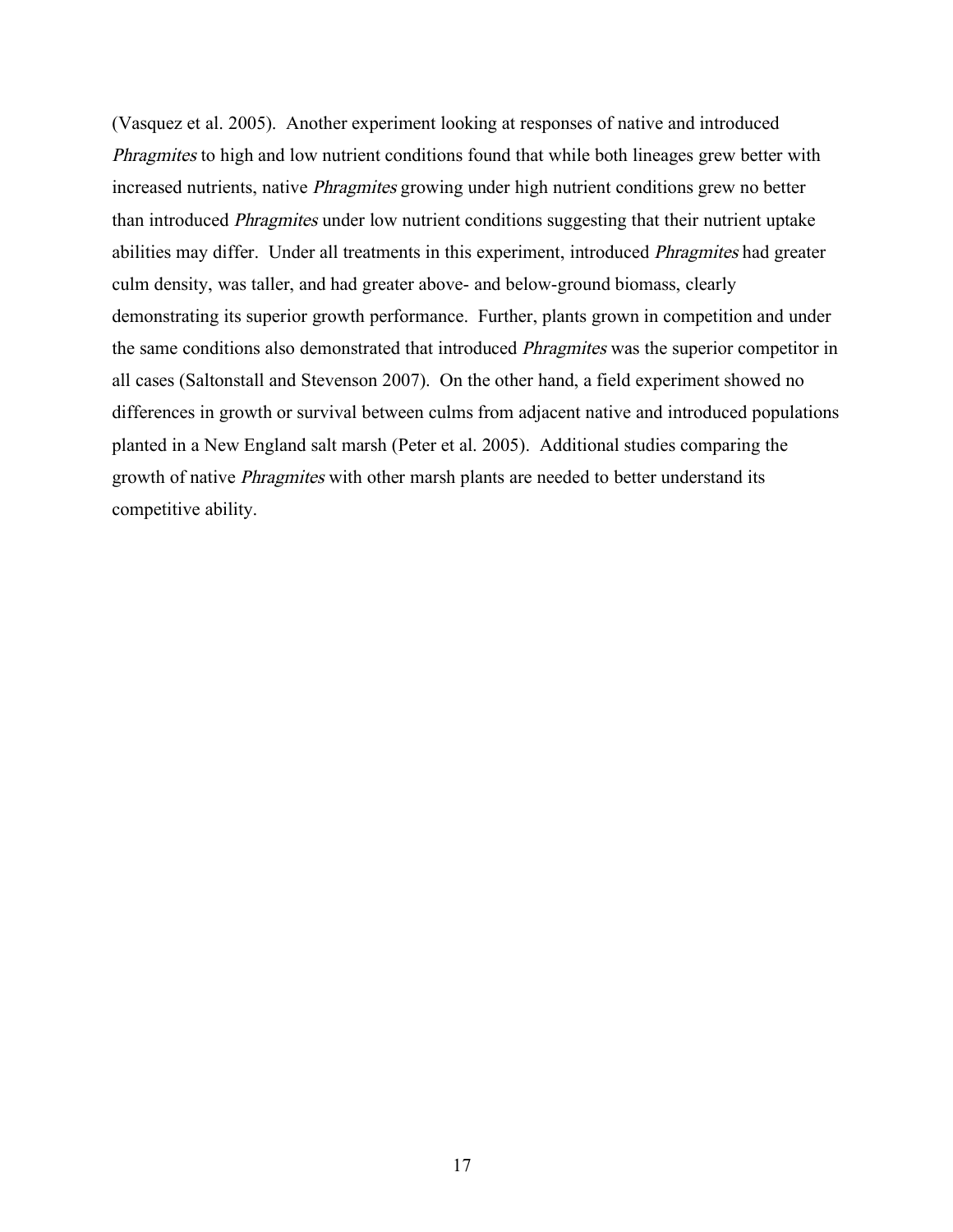(Vasquez et al. 2005). Another experiment looking at responses of native and introduced *Phragmites* to high and low nutrient conditions found that while both lineages grew better with increased nutrients, native *Phragmites* growing under high nutrient conditions grew no better than introduced *Phragmites* under low nutrient conditions suggesting that their nutrient uptake abilities may differ. Under all treatments in this experiment, introduced *Phragmites* had greater culm density, was taller, and had greater above- and below-ground biomass, clearly demonstrating its superior growth performance. Further, plants grown in competition and under the same conditions also demonstrated that introduced *Phragmites* was the superior competitor in all cases (Saltonstall and Stevenson 2007). On the other hand, a field experiment showed no differences in growth or survival between culms from adjacent native and introduced populations planted in a New England salt marsh (Peter et al. 2005). Additional studies comparing the growth of native *Phragmites* with other marsh plants are needed to better understand its competitive ability.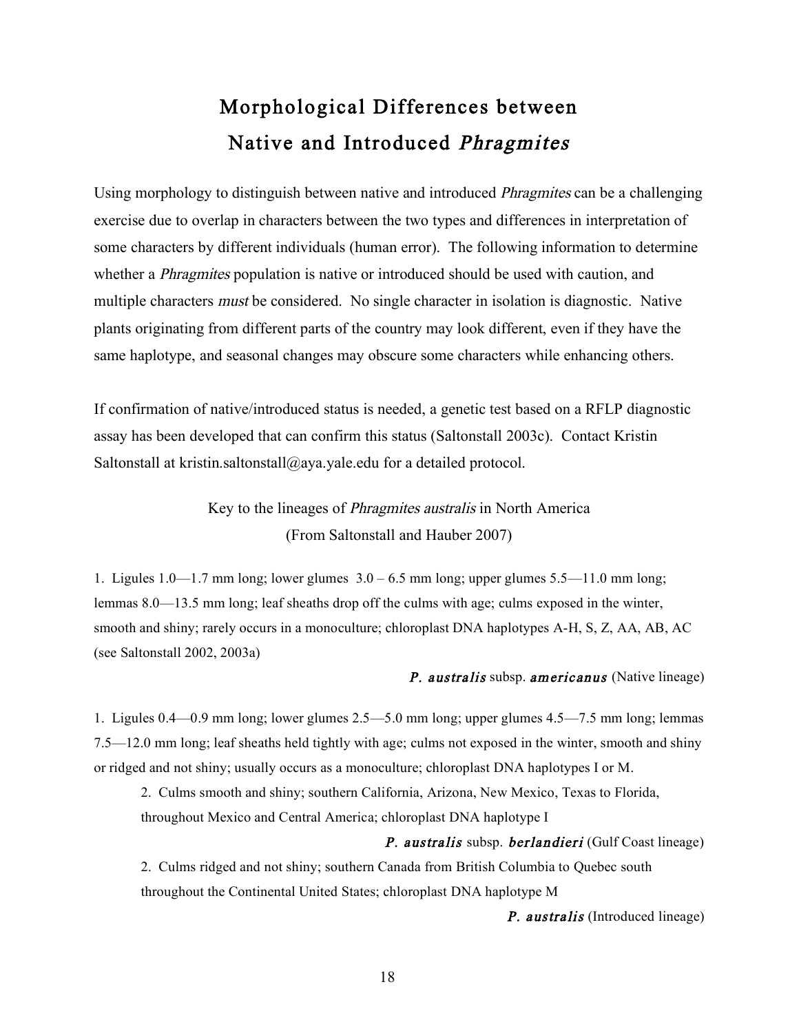# Morphological Differences between Native and Introduced *Phragmites*

Using morphology to distinguish between native and introduced *Phragmites* can be a challenging exercise due to overlap in characters between the two types and differences in interpretation of some characters by different individuals (human error). The following information to determine whether a *Phragmites* population is native or introduced should be used with caution, and multiple characters *must* be considered. No single character in isolation is diagnostic. Native plants originating from different parts of the country may look different, even if they have the same haplotype, and seasonal changes may obscure some characters while enhancing others.

If confirmation of native/introduced status is needed, a genetic test based on a RFLP diagnostic assay has been developed that can confirm this status (Saltonstall 2003c). Contact Kristin Saltonstall at kristin.saltonstall@aya.yale.edu for a detailed protocol.

Key to the lineages of *Phragmites australis* in North America
(From Saltonstall and Hauber 2007)

1. Ligules 1.0—1.7 mm long; lower glumes 3.0 – 6.5 mm long; upper glumes 5.5—11.0 mm long; lemmas 8.0—13.5 mm long; leaf sheaths drop off the culms with age; culms exposed in the winter, smooth and shiny; rarely occurs in a monoculture; chloroplast DNA haplotypes A-H, S, Z, AA, AB, AC (see Saltonstall 2002, 2003a)

***P. australis*** subsp. ***americanus*** (Native lineage)

1. Ligules 0.4—0.9 mm long; lower glumes 2.5—5.0 mm long; upper glumes 4.5—7.5 mm long; lemmas 7.5—12.0 mm long; leaf sheaths held tightly with age; culms not exposed in the winter, smooth and shiny or ridged and not shiny; usually occurs as a monoculture; chloroplast DNA haplotypes I or M.

   2. Culms smooth and shiny; southern California, Arizona, New Mexico, Texas to Florida, throughout Mexico and Central America; chloroplast DNA haplotype I

   ***P. australis*** subsp. ***berlandieri*** (Gulf Coast lineage)

   2. Culms ridged and not shiny; southern Canada from British Columbia to Quebec south throughout the Continental United States; chloroplast DNA haplotype M

   ***P. australis*** (Introduced lineage)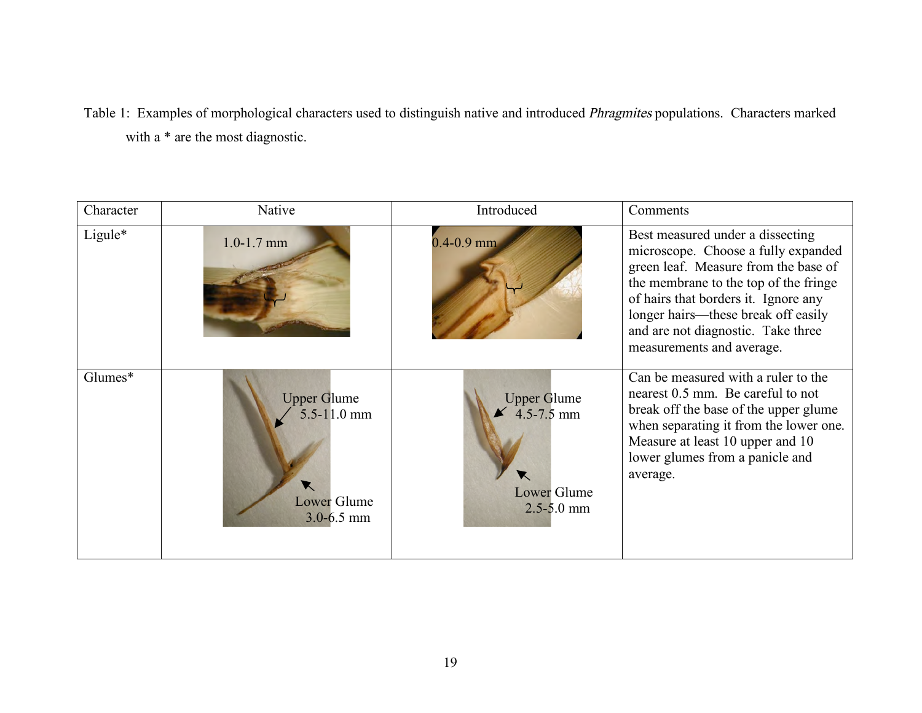Table 1: Examples of morphological characters used to distinguish native and introduced *Phragmites* populations. Characters marked with a * are the most diagnostic.

| Character | Native | Introduced | Comments |
|---|---|---|---|
| Ligule* | 1.0-1.7 mm | 0.4-0.9 mm | Best measured under a dissecting microscope. Choose a fully expanded green leaf. Measure from the base of the membrane to the top of the fringe of hairs that borders it. Ignore any longer hairs—these break off easily and are not diagnostic. Take three measurements and average. |
| Glumes* | Upper Glume 5.5-11.0 mm; Lower Glume 3.0-6.5 mm | Upper Glume 4.5-7.5 mm; Lower Glume 2.5-5.0 mm | Can be measured with a ruler to the nearest 0.5 mm. Be careful to not break off the base of the upper glume when separating it from the lower one. Measure at least 10 upper and 10 lower glumes from a panicle and average. |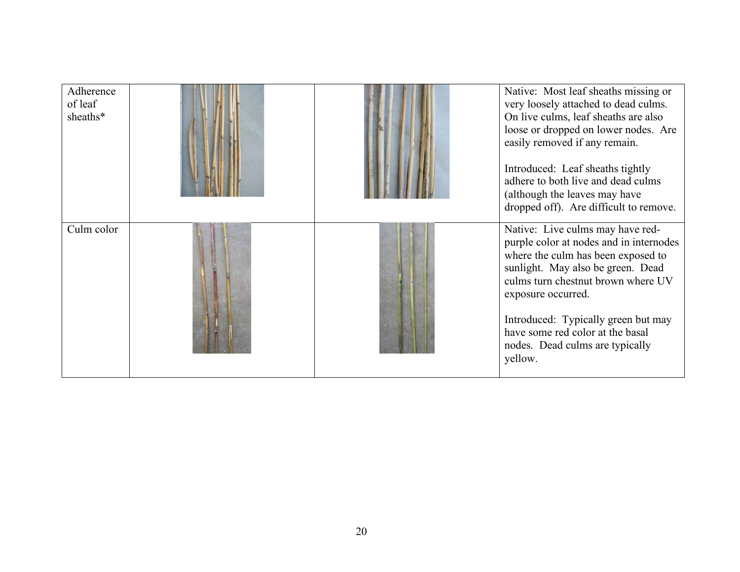| Adherence of leaf sheaths* | | | Native: Most leaf sheaths missing or very loosely attached to dead culms. On live culms, leaf sheaths are also loose or dropped on lower nodes. Are easily removed if any remain.<br><br>Introduced: Leaf sheaths tightly adhere to both live and dead culms (although the leaves may have dropped off). Are difficult to remove. |
|---|---|---|---|
| Culm color | | | Native: Live culms may have red-purple color at nodes and in internodes where the culm has been exposed to sunlight. May also be green. Dead culms turn chestnut brown where UV exposure occurred.<br><br>Introduced: Typically green but may have some red color at the basal nodes. Dead culms are typically yellow. |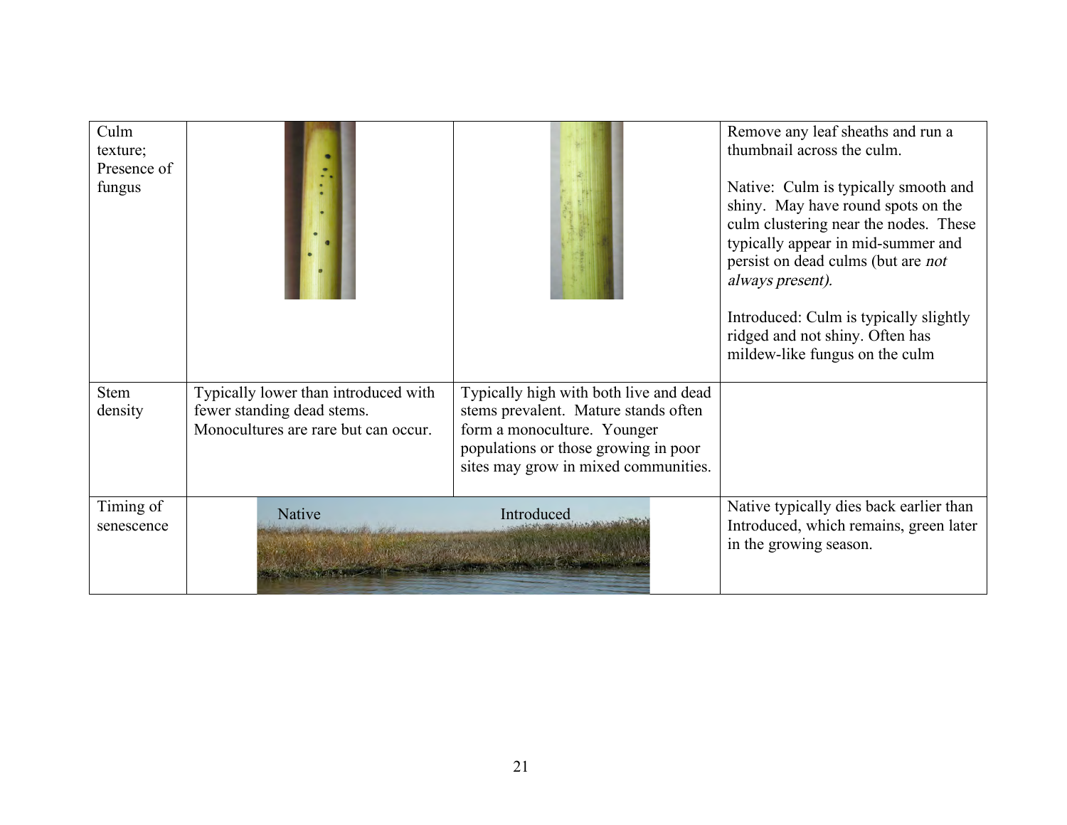| Culm texture; Presence of fungus | | | Remove any leaf sheaths and run a thumbnail across the culm.<br><br>Native: Culm is typically smooth and shiny. May have round spots on the culm clustering near the nodes. These typically appear in mid-summer and persist on dead culms (but are *not always present).*<br><br>Introduced: Culm is typically slightly ridged and not shiny. Often has mildew-like fungus on the culm |
|---|---|---|---|
| Stem density | Typically lower than introduced with fewer standing dead stems. Monocultures are rare but can occur. | Typically high with both live and dead stems prevalent. Mature stands often form a monoculture. Younger populations or those growing in poor sites may grow in mixed communities. | |
| Timing of senescence | Native | Introduced | Native typically dies back earlier than Introduced, which remains, green later in the growing season. |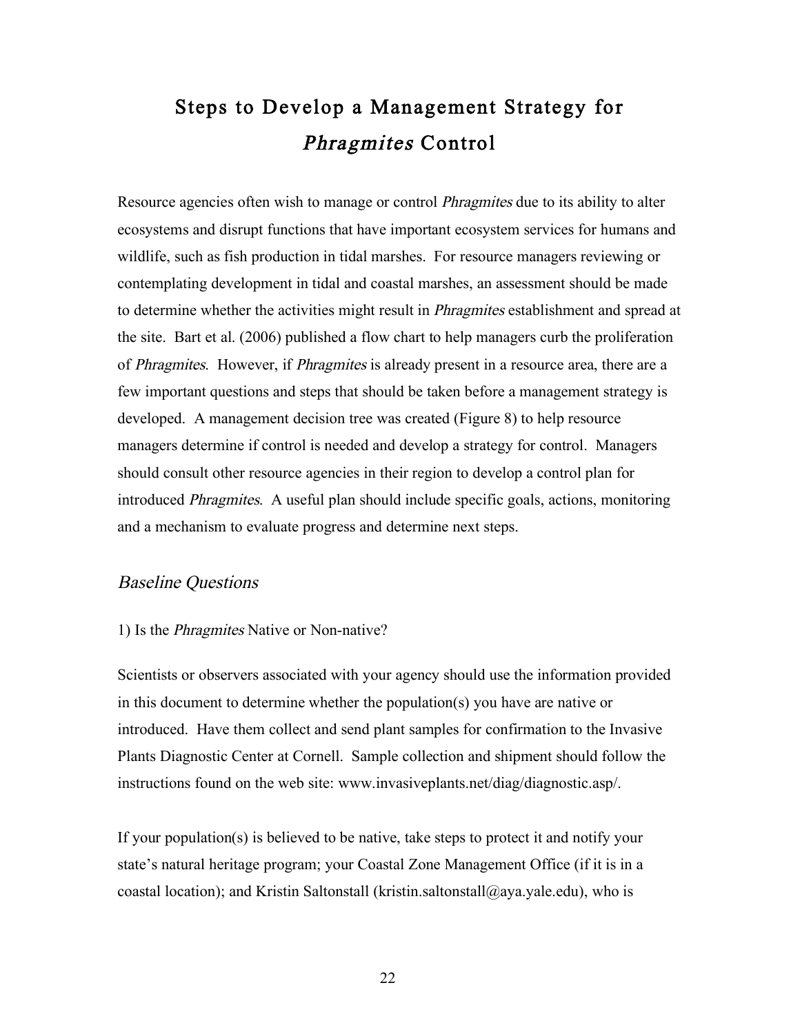# Steps to Develop a Management Strategy for *Phragmites* Control

Resource agencies often wish to manage or control *Phragmites* due to its ability to alter ecosystems and disrupt functions that have important ecosystem services for humans and wildlife, such as fish production in tidal marshes. For resource managers reviewing or contemplating development in tidal and coastal marshes, an assessment should be made to determine whether the activities might result in *Phragmites* establishment and spread at the site. Bart et al. (2006) published a flow chart to help managers curb the proliferation of *Phragmites*. However, if *Phragmites* is already present in a resource area, there are a few important questions and steps that should be taken before a management strategy is developed. A management decision tree was created (Figure 8) to help resource managers determine if control is needed and develop a strategy for control. Managers should consult other resource agencies in their region to develop a control plan for introduced *Phragmites*. A useful plan should include specific goals, actions, monitoring and a mechanism to evaluate progress and determine next steps.

## *Baseline Questions*

1) Is the *Phragmites* Native or Non-native?

Scientists or observers associated with your agency should use the information provided in this document to determine whether the population(s) you have are native or introduced. Have them collect and send plant samples for confirmation to the Invasive Plants Diagnostic Center at Cornell. Sample collection and shipment should follow the instructions found on the web site: www.invasiveplants.net/diag/diagnostic.asp/.

If your population(s) is believed to be native, take steps to protect it and notify your state's natural heritage program; your Coastal Zone Management Office (if it is in a coastal location); and Kristin Saltonstall (kristin.saltonstall@aya.yale.edu), who is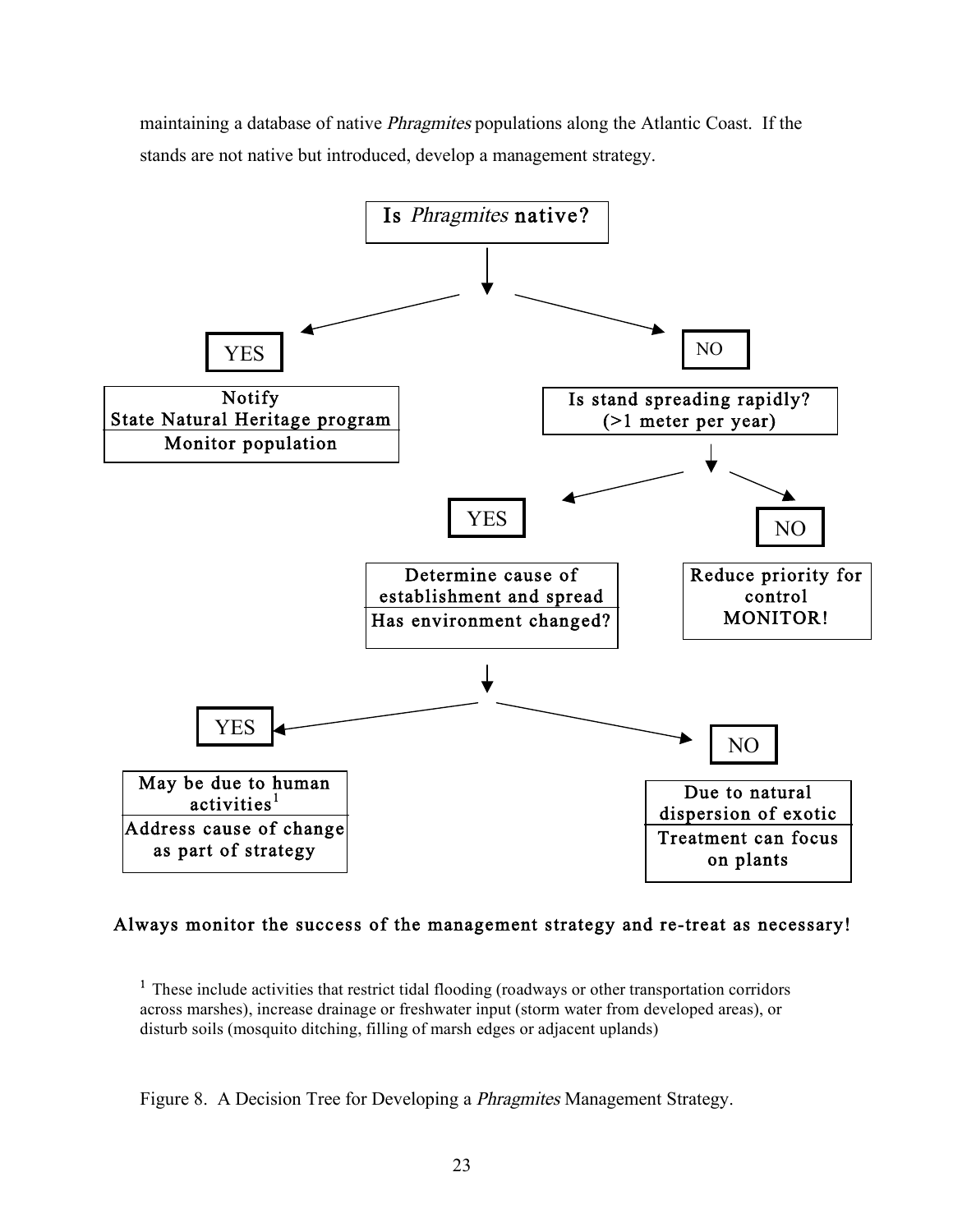maintaining a database of native *Phragmites* populations along the Atlantic Coast. If the stands are not native but introduced, develop a management strategy.

**Is *Phragmites* native?**

- **YES**
  - Notify State Natural Heritage program
  - Monitor population
- **NO**
  - **Is stand spreading rapidly? (>1 meter per year)**
    - **YES**
      - Determine cause of establishment and spread
      - **Has environment changed?**
        - **YES**
          - May be due to human activities[1]
          - Address cause of change as part of strategy
        - **NO**
          - Due to natural dispersion of exotic
          - Treatment can focus on plants
    - **NO**
      - Reduce priority for control
      - MONITOR!

**Always monitor the success of the management strategy and re-treat as necessary!**

[1] These include activities that restrict tidal flooding (roadways or other transportation corridors across marshes), increase drainage or freshwater input (storm water from developed areas), or disturb soils (mosquito ditching, filling of marsh edges or adjacent uplands)

Figure 8. A Decision Tree for Developing a *Phragmites* Management Strategy.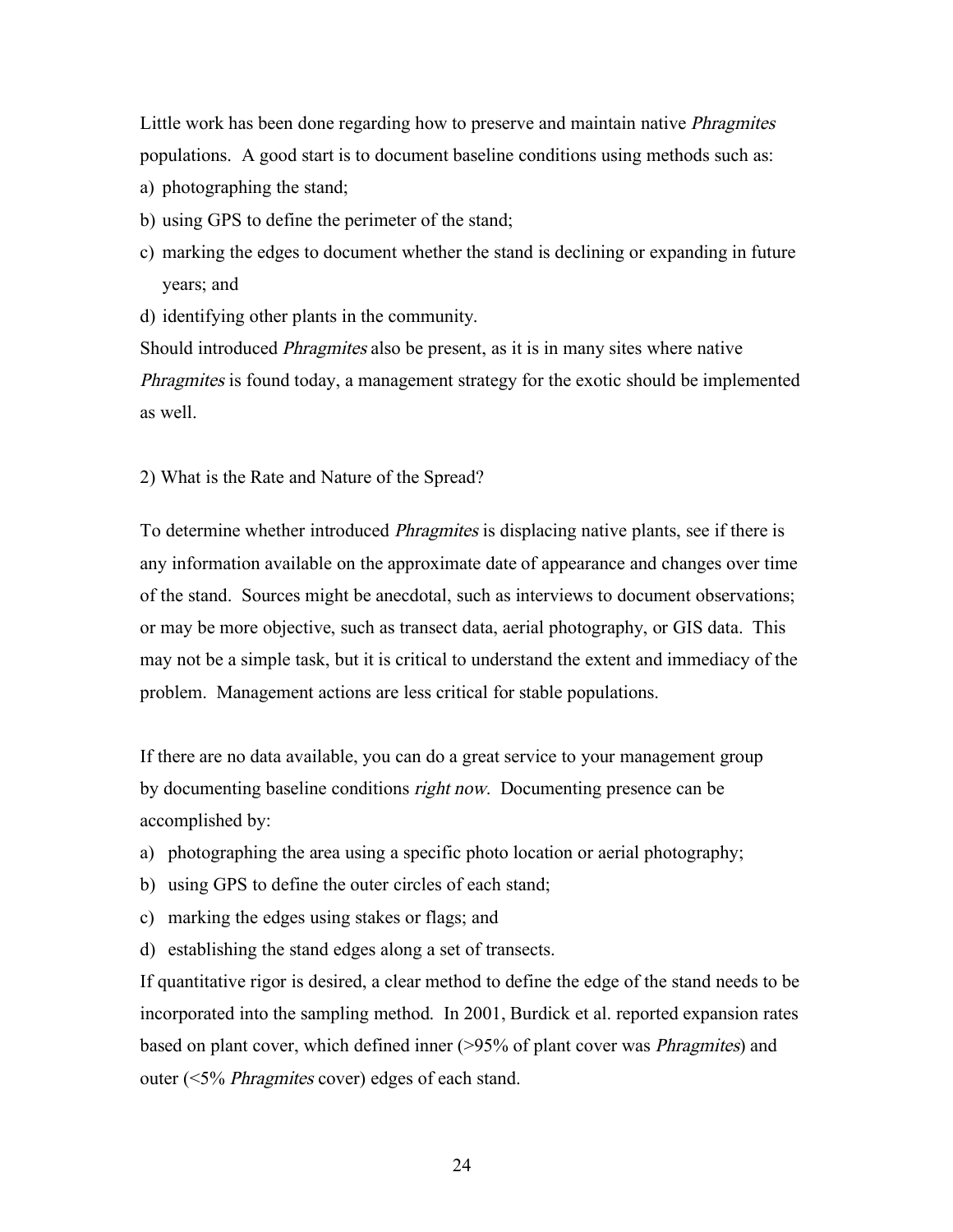Little work has been done regarding how to preserve and maintain native *Phragmites* populations. A good start is to document baseline conditions using methods such as:

a) photographing the stand;
b) using GPS to define the perimeter of the stand;
c) marking the edges to document whether the stand is declining or expanding in future years; and
d) identifying other plants in the community.

Should introduced *Phragmites* also be present, as it is in many sites where native *Phragmites* is found today, a management strategy for the exotic should be implemented as well.

## 2) What is the Rate and Nature of the Spread?

To determine whether introduced *Phragmites* is displacing native plants, see if there is any information available on the approximate date of appearance and changes over time of the stand. Sources might be anecdotal, such as interviews to document observations; or may be more objective, such as transect data, aerial photography, or GIS data. This may not be a simple task, but it is critical to understand the extent and immediacy of the problem. Management actions are less critical for stable populations.

If there are no data available, you can do a great service to your management group by documenting baseline conditions *right now*. Documenting presence can be accomplished by:

a) photographing the area using a specific photo location or aerial photography;
b) using GPS to define the outer circles of each stand;
c) marking the edges using stakes or flags; and
d) establishing the stand edges along a set of transects.

If quantitative rigor is desired, a clear method to define the edge of the stand needs to be incorporated into the sampling method. In 2001, Burdick et al. reported expansion rates based on plant cover, which defined inner (>95% of plant cover was *Phragmites*) and outer (<5% *Phragmites* cover) edges of each stand.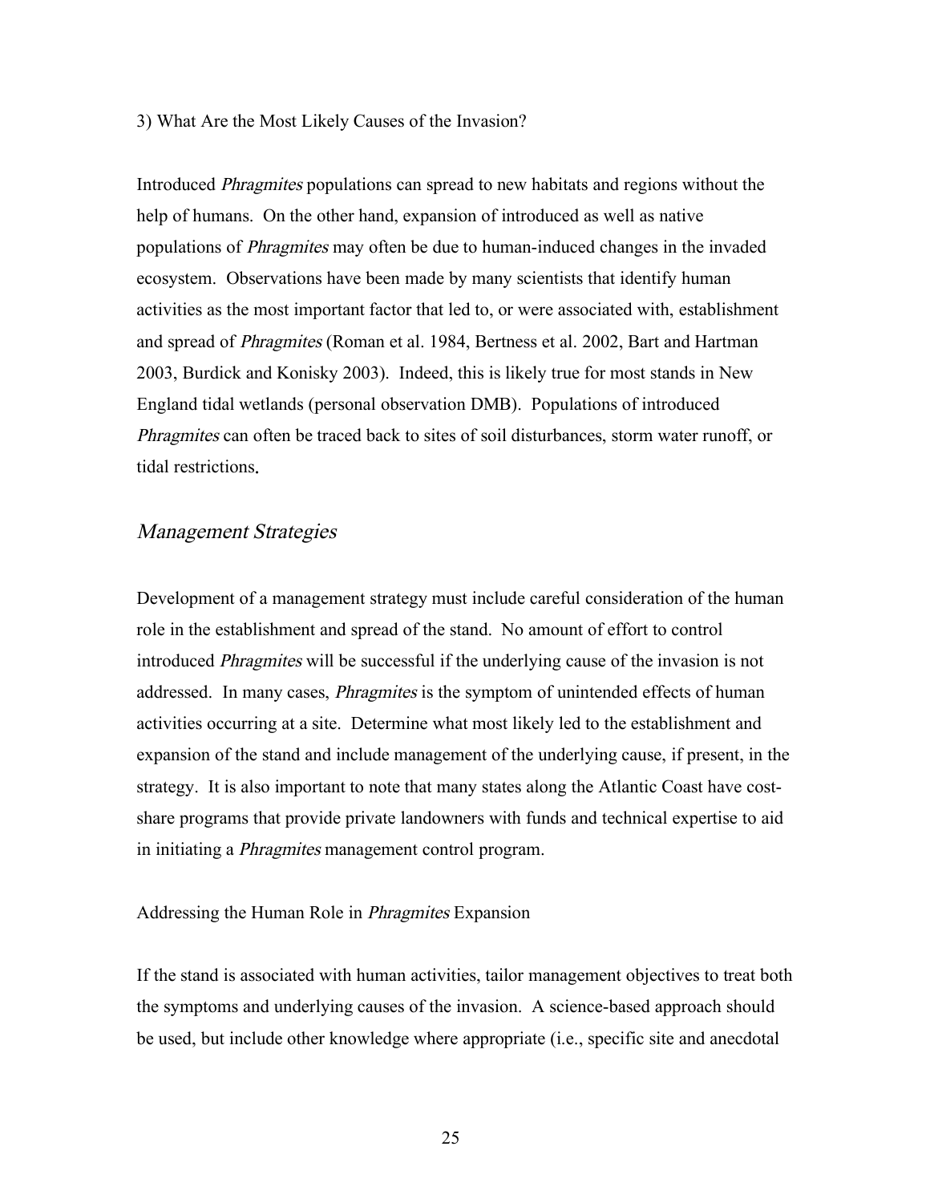3) What Are the Most Likely Causes of the Invasion?

Introduced *Phragmites* populations can spread to new habitats and regions without the help of humans. On the other hand, expansion of introduced as well as native populations of *Phragmites* may often be due to human-induced changes in the invaded ecosystem. Observations have been made by many scientists that identify human activities as the most important factor that led to, or were associated with, establishment and spread of *Phragmites* (Roman et al. 1984, Bertness et al. 2002, Bart and Hartman 2003, Burdick and Konisky 2003). Indeed, this is likely true for most stands in New England tidal wetlands (personal observation DMB). Populations of introduced *Phragmites* can often be traced back to sites of soil disturbances, storm water runoff, or tidal restrictions.

## *Management Strategies*

Development of a management strategy must include careful consideration of the human role in the establishment and spread of the stand. No amount of effort to control introduced *Phragmites* will be successful if the underlying cause of the invasion is not addressed. In many cases, *Phragmites* is the symptom of unintended effects of human activities occurring at a site. Determine what most likely led to the establishment and expansion of the stand and include management of the underlying cause, if present, in the strategy. It is also important to note that many states along the Atlantic Coast have cost-share programs that provide private landowners with funds and technical expertise to aid in initiating a *Phragmites* management control program.

Addressing the Human Role in *Phragmites* Expansion

If the stand is associated with human activities, tailor management objectives to treat both the symptoms and underlying causes of the invasion. A science-based approach should be used, but include other knowledge where appropriate (i.e., specific site and anecdotal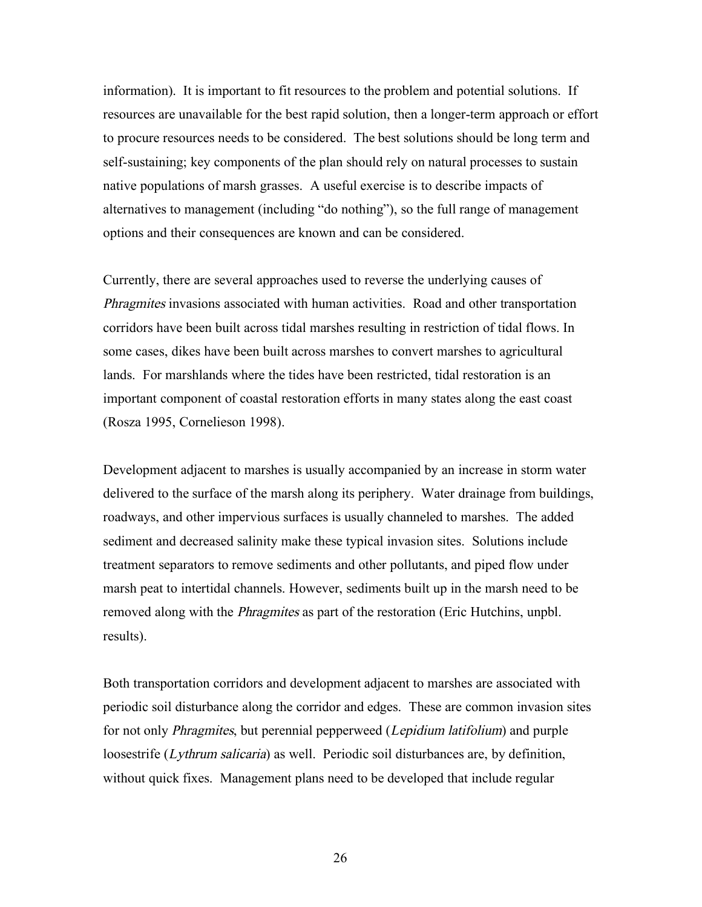information). It is important to fit resources to the problem and potential solutions. If resources are unavailable for the best rapid solution, then a longer-term approach or effort to procure resources needs to be considered. The best solutions should be long term and self-sustaining; key components of the plan should rely on natural processes to sustain native populations of marsh grasses. A useful exercise is to describe impacts of alternatives to management (including "do nothing"), so the full range of management options and their consequences are known and can be considered.

Currently, there are several approaches used to reverse the underlying causes of *Phragmites* invasions associated with human activities. Road and other transportation corridors have been built across tidal marshes resulting in restriction of tidal flows. In some cases, dikes have been built across marshes to convert marshes to agricultural lands. For marshlands where the tides have been restricted, tidal restoration is an important component of coastal restoration efforts in many states along the east coast (Rosza 1995, Cornelieson 1998).

Development adjacent to marshes is usually accompanied by an increase in storm water delivered to the surface of the marsh along its periphery. Water drainage from buildings, roadways, and other impervious surfaces is usually channeled to marshes. The added sediment and decreased salinity make these typical invasion sites. Solutions include treatment separators to remove sediments and other pollutants, and piped flow under marsh peat to intertidal channels. However, sediments built up in the marsh need to be removed along with the *Phragmites* as part of the restoration (Eric Hutchins, unpbl. results).

Both transportation corridors and development adjacent to marshes are associated with periodic soil disturbance along the corridor and edges. These are common invasion sites for not only *Phragmites*, but perennial pepperweed (*Lepidium latifolium*) and purple loosestrife (*Lythrum salicaria*) as well. Periodic soil disturbances are, by definition, without quick fixes. Management plans need to be developed that include regular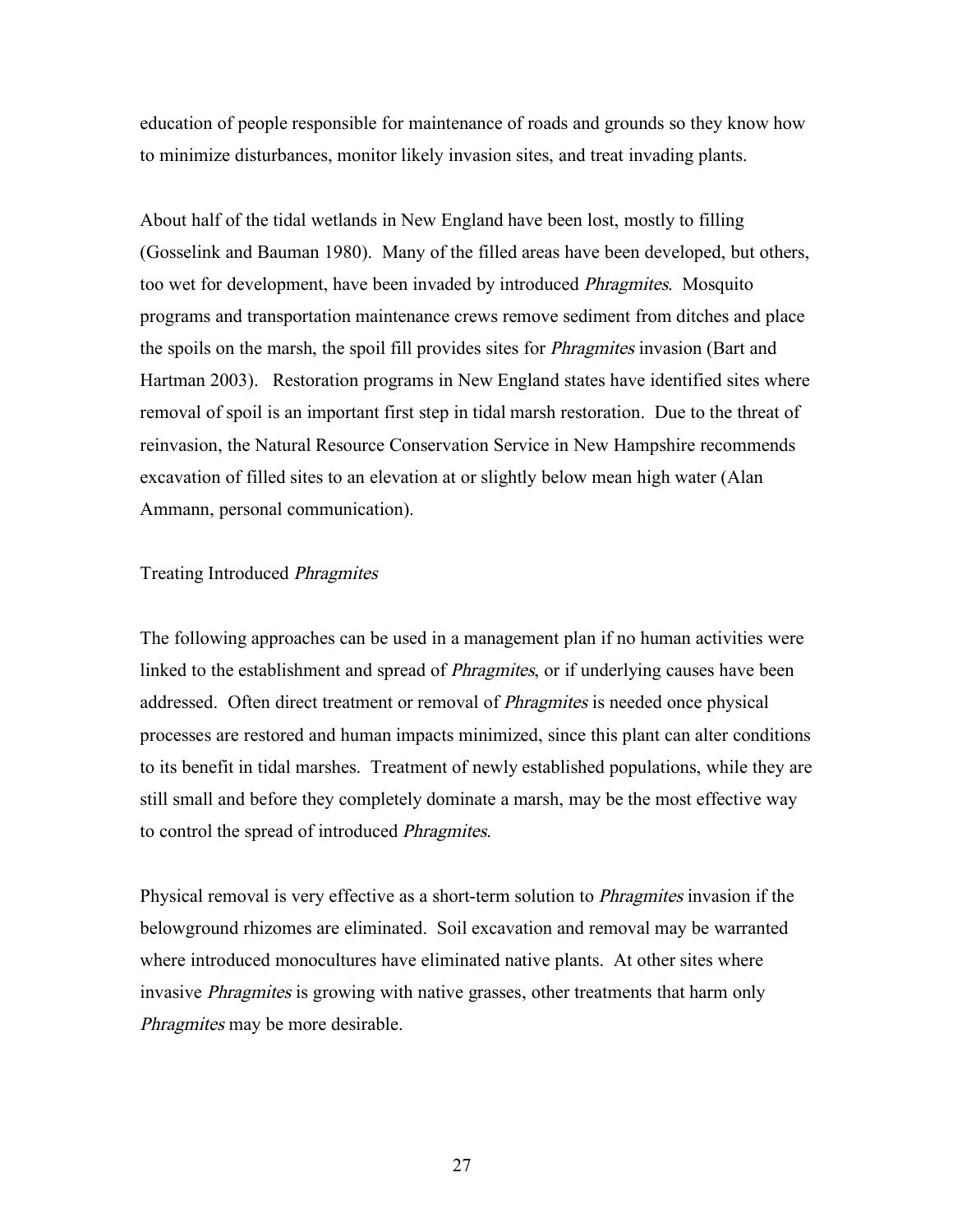education of people responsible for maintenance of roads and grounds so they know how to minimize disturbances, monitor likely invasion sites, and treat invading plants.

About half of the tidal wetlands in New England have been lost, mostly to filling (Gosselink and Bauman 1980). Many of the filled areas have been developed, but others, too wet for development, have been invaded by introduced *Phragmites*. Mosquito programs and transportation maintenance crews remove sediment from ditches and place the spoils on the marsh, the spoil fill provides sites for *Phragmites* invasion (Bart and Hartman 2003). Restoration programs in New England states have identified sites where removal of spoil is an important first step in tidal marsh restoration. Due to the threat of reinvasion, the Natural Resource Conservation Service in New Hampshire recommends excavation of filled sites to an elevation at or slightly below mean high water (Alan Ammann, personal communication).

## Treating Introduced *Phragmites*

The following approaches can be used in a management plan if no human activities were linked to the establishment and spread of *Phragmites*, or if underlying causes have been addressed. Often direct treatment or removal of *Phragmites* is needed once physical processes are restored and human impacts minimized, since this plant can alter conditions to its benefit in tidal marshes. Treatment of newly established populations, while they are still small and before they completely dominate a marsh, may be the most effective way to control the spread of introduced *Phragmites*.

Physical removal is very effective as a short-term solution to *Phragmites* invasion if the belowground rhizomes are eliminated. Soil excavation and removal may be warranted where introduced monocultures have eliminated native plants. At other sites where invasive *Phragmites* is growing with native grasses, other treatments that harm only *Phragmites* may be more desirable.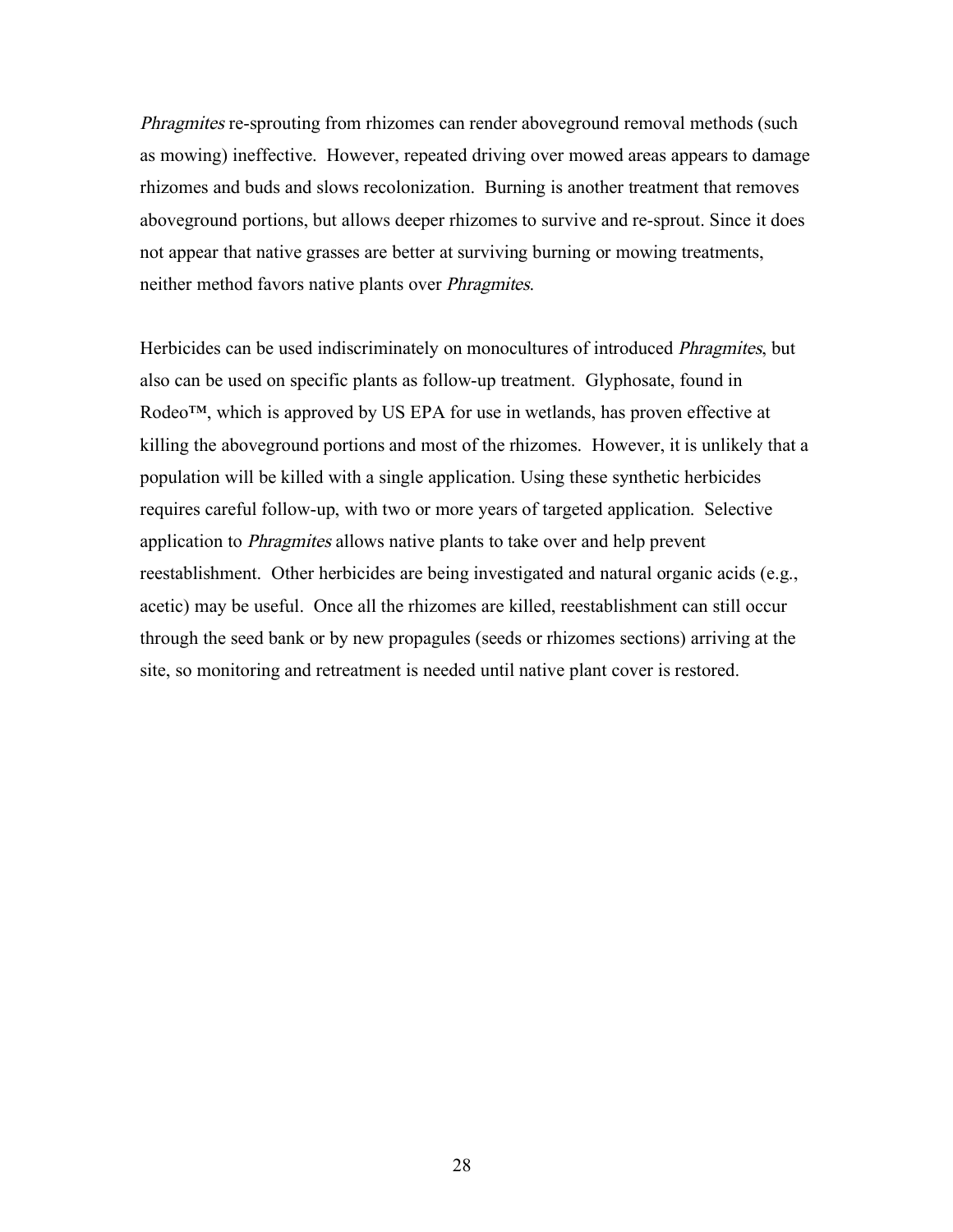*Phragmites* re-sprouting from rhizomes can render aboveground removal methods (such as mowing) ineffective. However, repeated driving over mowed areas appears to damage rhizomes and buds and slows recolonization. Burning is another treatment that removes aboveground portions, but allows deeper rhizomes to survive and re-sprout. Since it does not appear that native grasses are better at surviving burning or mowing treatments, neither method favors native plants over *Phragmites*.

Herbicides can be used indiscriminately on monocultures of introduced *Phragmites*, but also can be used on specific plants as follow-up treatment. Glyphosate, found in Rodeo™, which is approved by US EPA for use in wetlands, has proven effective at killing the aboveground portions and most of the rhizomes. However, it is unlikely that a population will be killed with a single application. Using these synthetic herbicides requires careful follow-up, with two or more years of targeted application. Selective application to *Phragmites* allows native plants to take over and help prevent reestablishment. Other herbicides are being investigated and natural organic acids (e.g., acetic) may be useful. Once all the rhizomes are killed, reestablishment can still occur through the seed bank or by new propagules (seeds or rhizomes sections) arriving at the site, so monitoring and retreatment is needed until native plant cover is restored.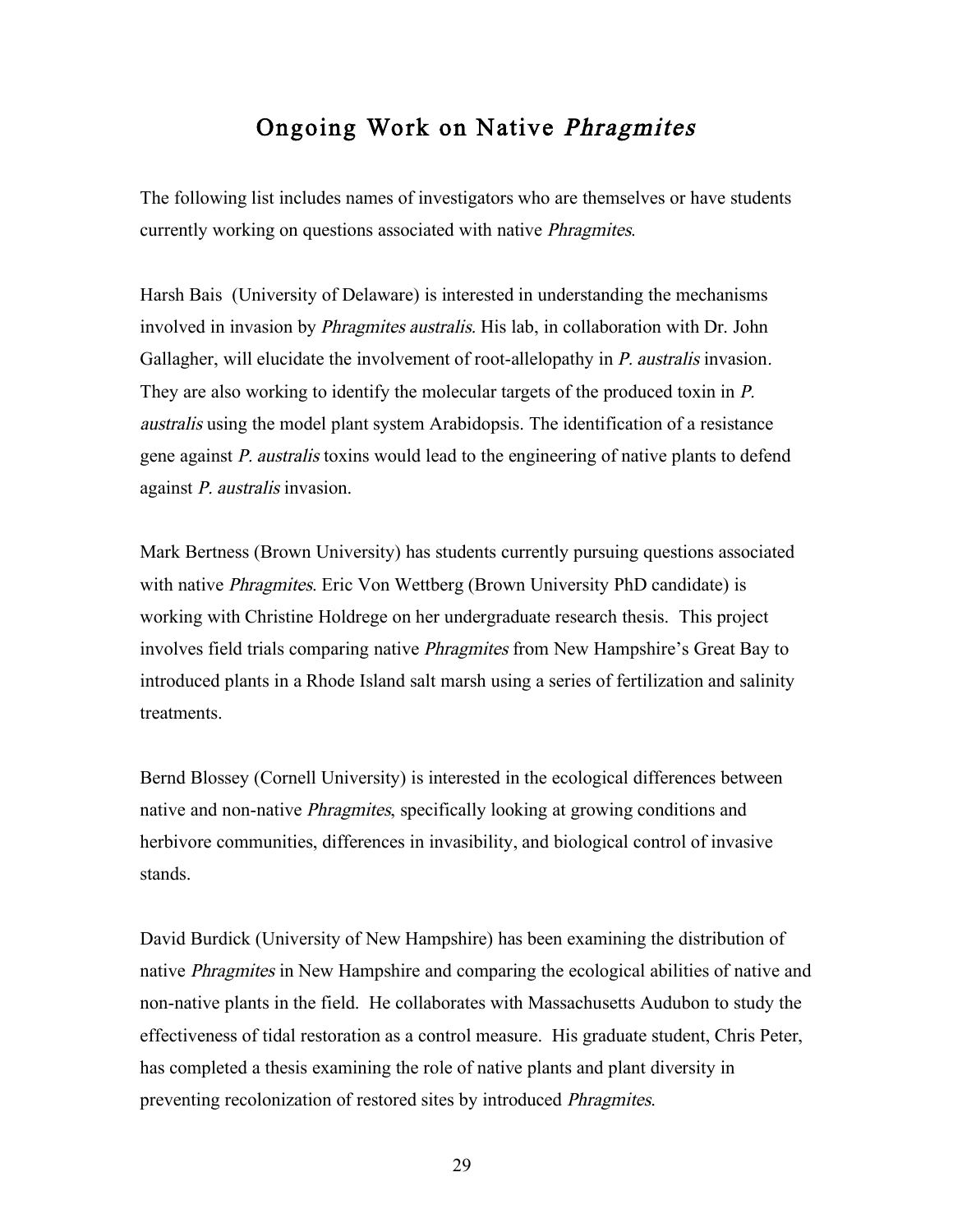# Ongoing Work on Native *Phragmites*

The following list includes names of investigators who are themselves or have students currently working on questions associated with native *Phragmites*.

Harsh Bais (University of Delaware) is interested in understanding the mechanisms involved in invasion by *Phragmites australis*. His lab, in collaboration with Dr. John Gallagher, will elucidate the involvement of root-allelopathy in *P. australis* invasion. They are also working to identify the molecular targets of the produced toxin in *P. australis* using the model plant system Arabidopsis. The identification of a resistance gene against *P. australis* toxins would lead to the engineering of native plants to defend against *P. australis* invasion.

Mark Bertness (Brown University) has students currently pursuing questions associated with native *Phragmites*. Eric Von Wettberg (Brown University PhD candidate) is working with Christine Holdrege on her undergraduate research thesis. This project involves field trials comparing native *Phragmites* from New Hampshire's Great Bay to introduced plants in a Rhode Island salt marsh using a series of fertilization and salinity treatments.

Bernd Blossey (Cornell University) is interested in the ecological differences between native and non-native *Phragmites*, specifically looking at growing conditions and herbivore communities, differences in invasibility, and biological control of invasive stands.

David Burdick (University of New Hampshire) has been examining the distribution of native *Phragmites* in New Hampshire and comparing the ecological abilities of native and non-native plants in the field. He collaborates with Massachusetts Audubon to study the effectiveness of tidal restoration as a control measure. His graduate student, Chris Peter, has completed a thesis examining the role of native plants and plant diversity in preventing recolonization of restored sites by introduced *Phragmites*.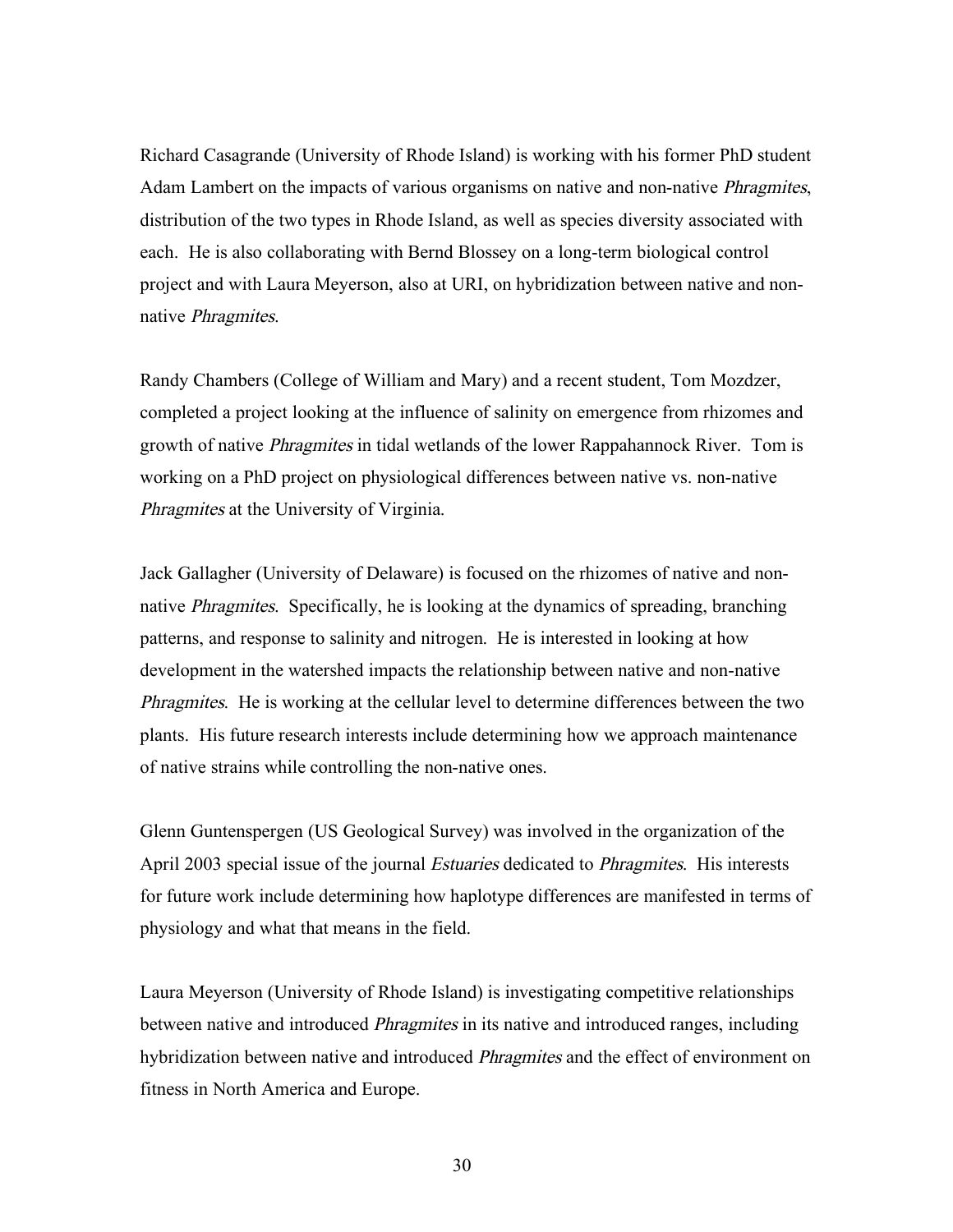Richard Casagrande (University of Rhode Island) is working with his former PhD student Adam Lambert on the impacts of various organisms on native and non-native *Phragmites*, distribution of the two types in Rhode Island, as well as species diversity associated with each. He is also collaborating with Bernd Blossey on a long-term biological control project and with Laura Meyerson, also at URI, on hybridization between native and non-native *Phragmites*.

Randy Chambers (College of William and Mary) and a recent student, Tom Mozdzer, completed a project looking at the influence of salinity on emergence from rhizomes and growth of native *Phragmites* in tidal wetlands of the lower Rappahannock River. Tom is working on a PhD project on physiological differences between native vs. non-native *Phragmites* at the University of Virginia.

Jack Gallagher (University of Delaware) is focused on the rhizomes of native and non-native *Phragmites*. Specifically, he is looking at the dynamics of spreading, branching patterns, and response to salinity and nitrogen. He is interested in looking at how development in the watershed impacts the relationship between native and non-native *Phragmites*. He is working at the cellular level to determine differences between the two plants. His future research interests include determining how we approach maintenance of native strains while controlling the non-native ones.

Glenn Guntenspergen (US Geological Survey) was involved in the organization of the April 2003 special issue of the journal *Estuaries* dedicated to *Phragmites*. His interests for future work include determining how haplotype differences are manifested in terms of physiology and what that means in the field.

Laura Meyerson (University of Rhode Island) is investigating competitive relationships between native and introduced *Phragmites* in its native and introduced ranges, including hybridization between native and introduced *Phragmites* and the effect of environment on fitness in North America and Europe.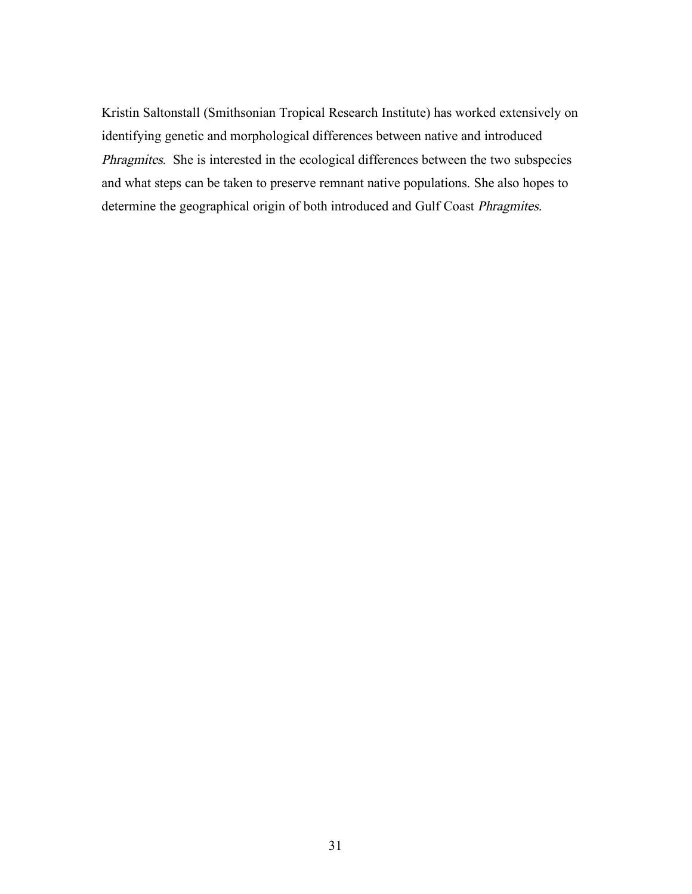Kristin Saltonstall (Smithsonian Tropical Research Institute) has worked extensively on identifying genetic and morphological differences between native and introduced *Phragmites*. She is interested in the ecological differences between the two subspecies and what steps can be taken to preserve remnant native populations. She also hopes to determine the geographical origin of both introduced and Gulf Coast *Phragmites.*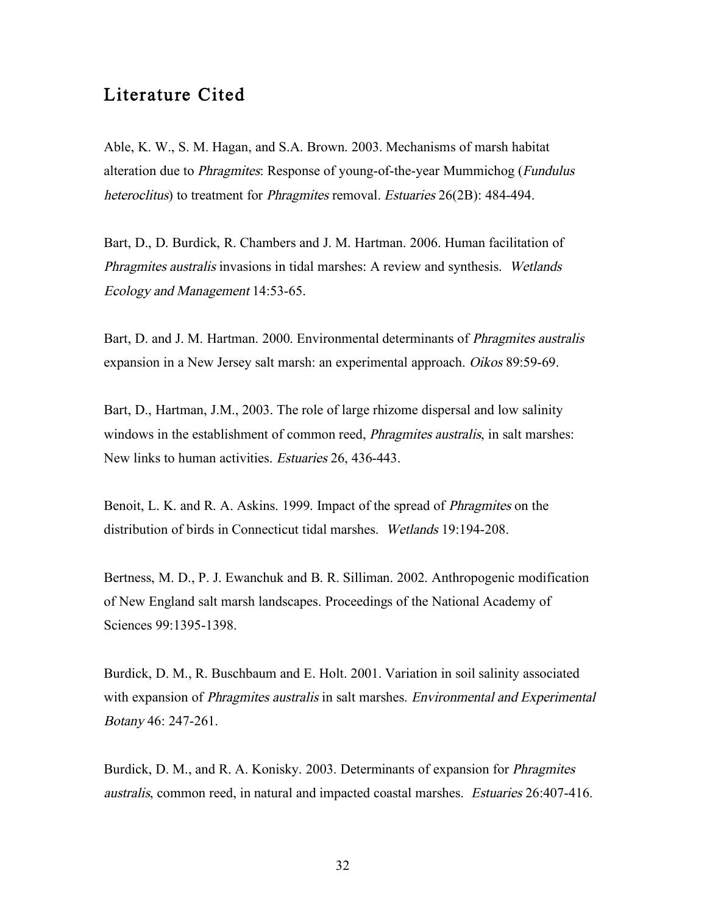## Literature Cited

Able, K. W., S. M. Hagan, and S.A. Brown. 2003. Mechanisms of marsh habitat alteration due to *Phragmites*: Response of young-of-the-year Mummichog (*Fundulus heteroclitus*) to treatment for *Phragmites* removal. *Estuaries* 26(2B): 484-494.

Bart, D., D. Burdick, R. Chambers and J. M. Hartman. 2006. Human facilitation of *Phragmites australis* invasions in tidal marshes: A review and synthesis. *Wetlands Ecology and Management* 14:53-65.

Bart, D. and J. M. Hartman. 2000. Environmental determinants of *Phragmites australis* expansion in a New Jersey salt marsh: an experimental approach. *Oikos* 89:59-69.

Bart, D., Hartman, J.M., 2003. The role of large rhizome dispersal and low salinity windows in the establishment of common reed, *Phragmites australis*, in salt marshes: New links to human activities. *Estuaries* 26, 436-443.

Benoit, L. K. and R. A. Askins. 1999. Impact of the spread of *Phragmites* on the distribution of birds in Connecticut tidal marshes. *Wetlands* 19:194-208.

Bertness, M. D., P. J. Ewanchuk and B. R. Silliman. 2002. Anthropogenic modification of New England salt marsh landscapes. Proceedings of the National Academy of Sciences 99:1395-1398.

Burdick, D. M., R. Buschbaum and E. Holt. 2001. Variation in soil salinity associated with expansion of *Phragmites australis* in salt marshes. *Environmental and Experimental Botany* 46: 247-261.

Burdick, D. M., and R. A. Konisky. 2003. Determinants of expansion for *Phragmites australis*, common reed, in natural and impacted coastal marshes. *Estuaries* 26:407-416.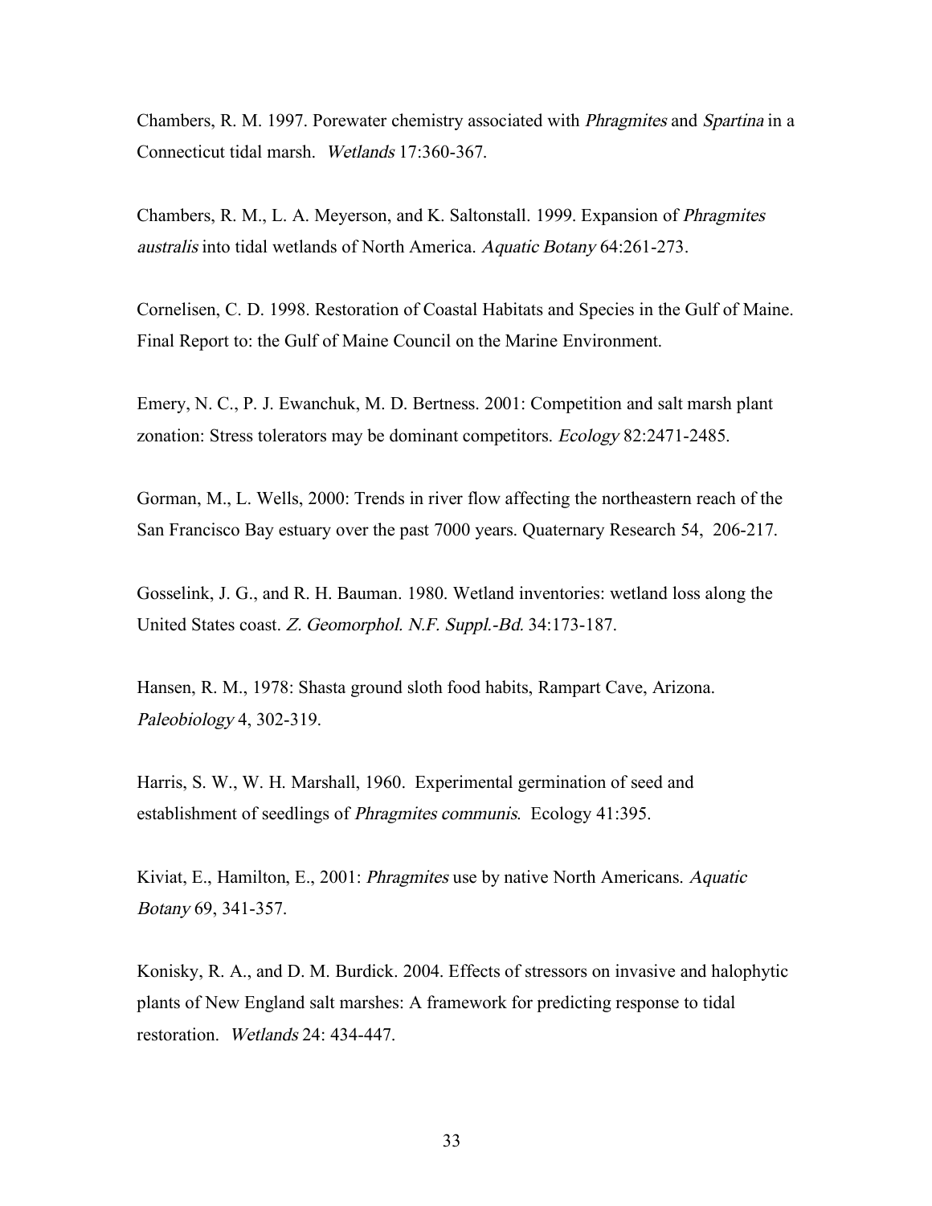Chambers, R. M. 1997. Porewater chemistry associated with *Phragmites* and *Spartina* in a Connecticut tidal marsh. *Wetlands* 17:360-367.

Chambers, R. M., L. A. Meyerson, and K. Saltonstall. 1999. Expansion of *Phragmites australis* into tidal wetlands of North America. *Aquatic Botany* 64:261-273.

Cornelisen, C. D. 1998. Restoration of Coastal Habitats and Species in the Gulf of Maine. Final Report to: the Gulf of Maine Council on the Marine Environment.

Emery, N. C., P. J. Ewanchuk, M. D. Bertness. 2001: Competition and salt marsh plant zonation: Stress tolerators may be dominant competitors. *Ecology* 82:2471-2485.

Gorman, M., L. Wells, 2000: Trends in river flow affecting the northeastern reach of the San Francisco Bay estuary over the past 7000 years. Quaternary Research 54, 206-217.

Gosselink, J. G., and R. H. Bauman. 1980. Wetland inventories: wetland loss along the United States coast. *Z. Geomorphol. N.F. Suppl.-Bd.* 34:173-187.

Hansen, R. M., 1978: Shasta ground sloth food habits, Rampart Cave, Arizona. *Paleobiology* 4, 302-319.

Harris, S. W., W. H. Marshall, 1960. Experimental germination of seed and establishment of seedlings of *Phragmites communis*. Ecology 41:395.

Kiviat, E., Hamilton, E., 2001: *Phragmites* use by native North Americans. *Aquatic Botany* 69, 341-357.

Konisky, R. A., and D. M. Burdick. 2004. Effects of stressors on invasive and halophytic plants of New England salt marshes: A framework for predicting response to tidal restoration. *Wetlands* 24: 434-447.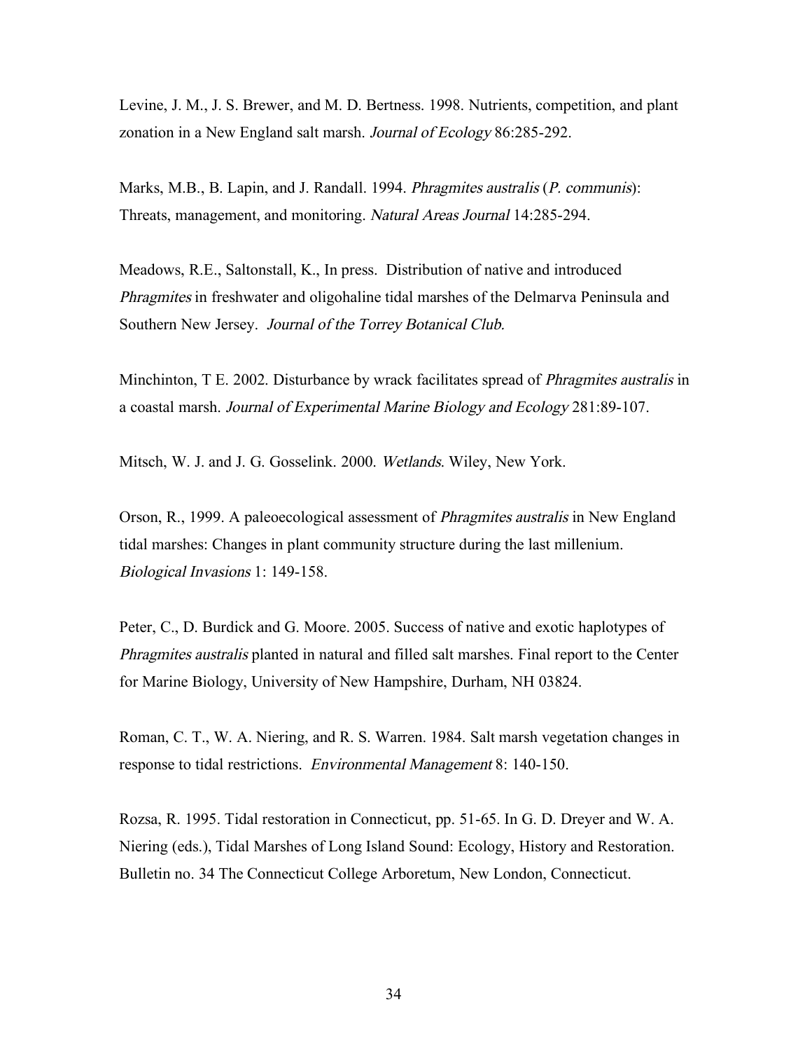Levine, J. M., J. S. Brewer, and M. D. Bertness. 1998. Nutrients, competition, and plant zonation in a New England salt marsh. *Journal of Ecology* 86:285-292.

Marks, M.B., B. Lapin, and J. Randall. 1994. *Phragmites australis* (*P. communis*): Threats, management, and monitoring. *Natural Areas Journal* 14:285-294.

Meadows, R.E., Saltonstall, K., In press. Distribution of native and introduced *Phragmites* in freshwater and oligohaline tidal marshes of the Delmarva Peninsula and Southern New Jersey. *Journal of the Torrey Botanical Club.*

Minchinton, T E. 2002. Disturbance by wrack facilitates spread of *Phragmites australis* in a coastal marsh. *Journal of Experimental Marine Biology and Ecology* 281:89-107.

Mitsch, W. J. and J. G. Gosselink. 2000. *Wetlands*. Wiley, New York.

Orson, R., 1999. A paleoecological assessment of *Phragmites australis* in New England tidal marshes: Changes in plant community structure during the last millenium. *Biological Invasions* 1: 149-158.

Peter, C., D. Burdick and G. Moore. 2005. Success of native and exotic haplotypes of *Phragmites australis* planted in natural and filled salt marshes. Final report to the Center for Marine Biology, University of New Hampshire, Durham, NH 03824.

Roman, C. T., W. A. Niering, and R. S. Warren. 1984. Salt marsh vegetation changes in response to tidal restrictions. *Environmental Management* 8: 140-150.

Rozsa, R. 1995. Tidal restoration in Connecticut, pp. 51-65. In G. D. Dreyer and W. A. Niering (eds.), Tidal Marshes of Long Island Sound: Ecology, History and Restoration. Bulletin no. 34 The Connecticut College Arboretum, New London, Connecticut.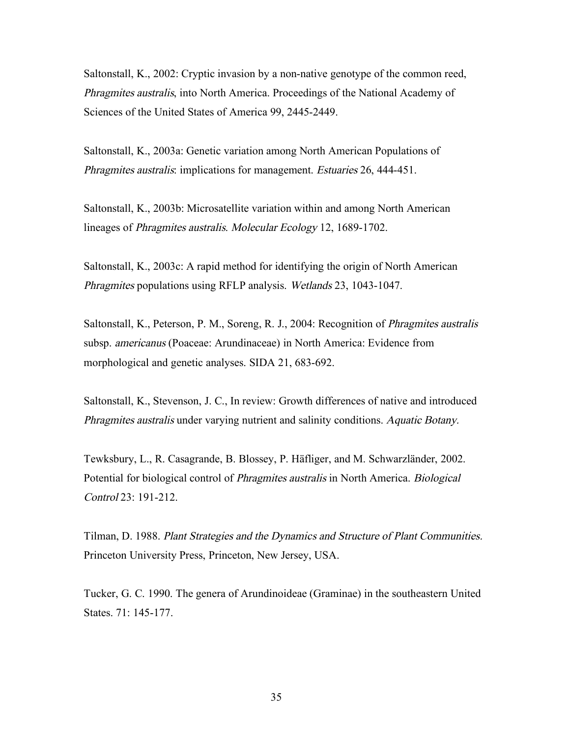Saltonstall, K., 2002: Cryptic invasion by a non-native genotype of the common reed, *Phragmites australis*, into North America. Proceedings of the National Academy of Sciences of the United States of America 99, 2445-2449.

Saltonstall, K., 2003a: Genetic variation among North American Populations of *Phragmites australis*: implications for management. *Estuaries* 26, 444-451.

Saltonstall, K., 2003b: Microsatellite variation within and among North American lineages of *Phragmites australis*. *Molecular Ecology* 12, 1689-1702.

Saltonstall, K., 2003c: A rapid method for identifying the origin of North American *Phragmites* populations using RFLP analysis. *Wetlands* 23, 1043-1047.

Saltonstall, K., Peterson, P. M., Soreng, R. J., 2004: Recognition of *Phragmites australis* subsp. *americanus* (Poaceae: Arundinaceae) in North America: Evidence from morphological and genetic analyses. SIDA 21, 683-692.

Saltonstall, K., Stevenson, J. C., In review: Growth differences of native and introduced *Phragmites australis* under varying nutrient and salinity conditions. *Aquatic Botany*.

Tewksbury, L., R. Casagrande, B. Blossey, P. Häfliger, and M. Schwarzländer, 2002. Potential for biological control of *Phragmites australis* in North America. *Biological Control* 23: 191-212.

Tilman, D. 1988. *Plant Strategies and the Dynamics and Structure of Plant Communities*. Princeton University Press, Princeton, New Jersey, USA.

Tucker, G. C. 1990. The genera of Arundinoideae (Graminae) in the southeastern United States. 71: 145-177.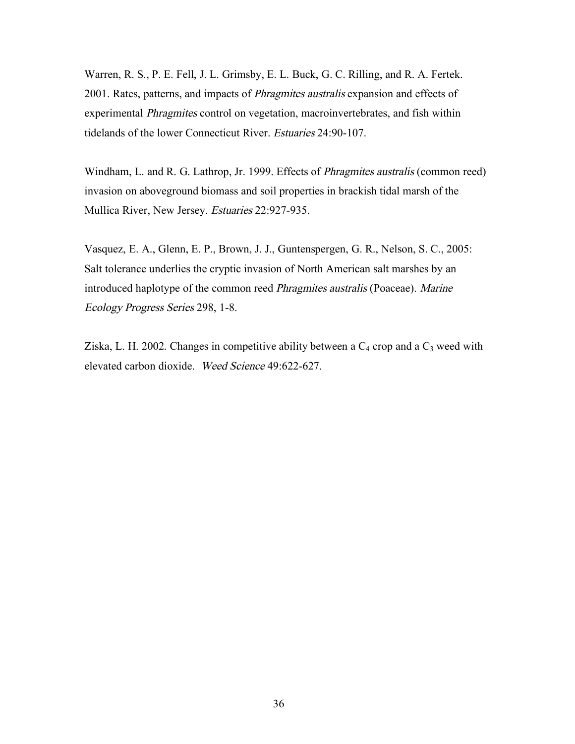Warren, R. S., P. E. Fell, J. L. Grimsby, E. L. Buck, G. C. Rilling, and R. A. Fertek. 2001. Rates, patterns, and impacts of *Phragmites australis* expansion and effects of experimental *Phragmites* control on vegetation, macroinvertebrates, and fish within tidelands of the lower Connecticut River. *Estuaries* 24:90-107.

Windham, L. and R. G. Lathrop, Jr. 1999. Effects of *Phragmites australis* (common reed) invasion on aboveground biomass and soil properties in brackish tidal marsh of the Mullica River, New Jersey. *Estuaries* 22:927-935.

Vasquez, E. A., Glenn, E. P., Brown, J. J., Guntenspergen, G. R., Nelson, S. C., 2005: Salt tolerance underlies the cryptic invasion of North American salt marshes by an introduced haplotype of the common reed *Phragmites australis* (Poaceae). *Marine Ecology Progress Series* 298, 1-8.

Ziska, L. H. 2002. Changes in competitive ability between a $C_4$ crop and a $C_3$ weed with elevated carbon dioxide. *Weed Science* 49:622-627.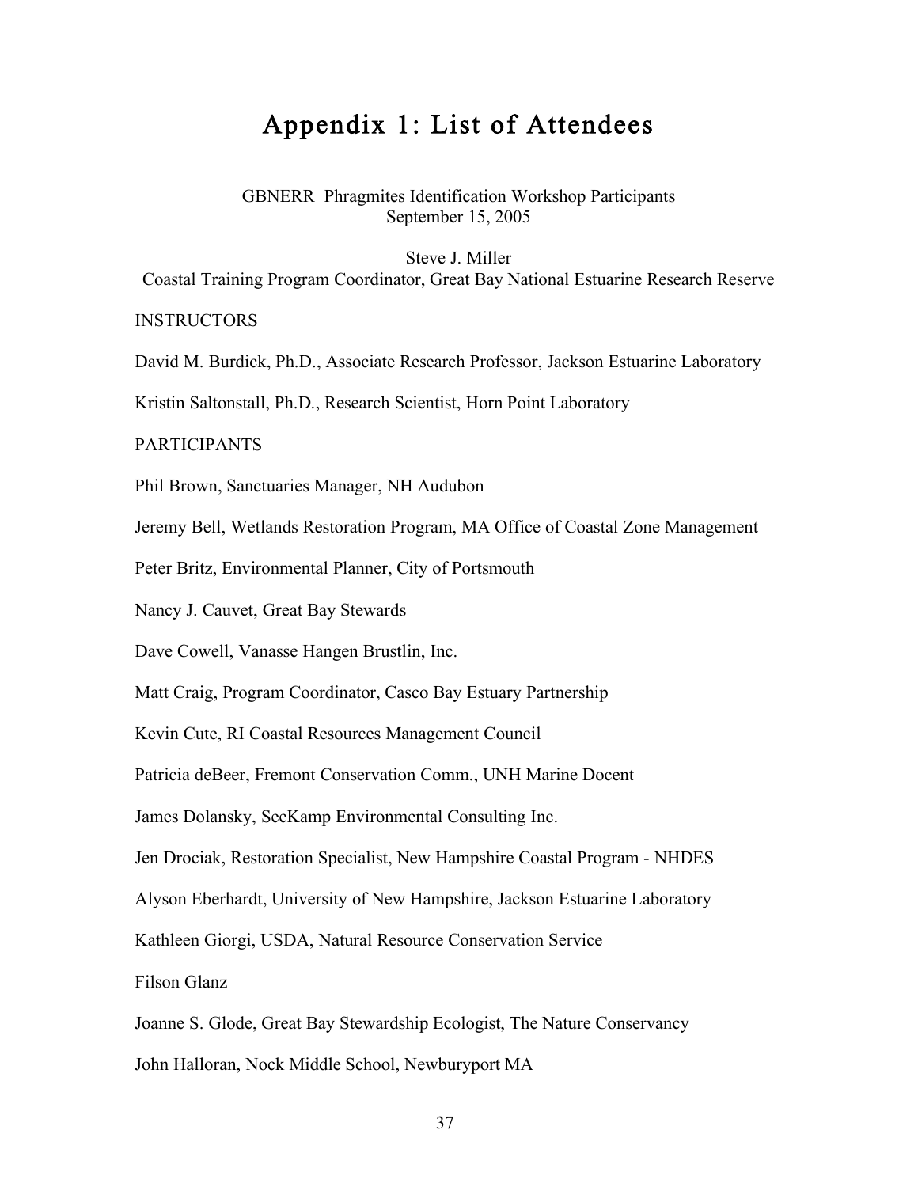# Appendix 1: List of Attendees

GBNERR Phragmites Identification Workshop Participants
September 15, 2005

Steve J. Miller
Coastal Training Program Coordinator, Great Bay National Estuarine Research Reserve

INSTRUCTORS

David M. Burdick, Ph.D., Associate Research Professor, Jackson Estuarine Laboratory

Kristin Saltonstall, Ph.D., Research Scientist, Horn Point Laboratory

PARTICIPANTS

Phil Brown, Sanctuaries Manager, NH Audubon

Jeremy Bell, Wetlands Restoration Program, MA Office of Coastal Zone Management

Peter Britz, Environmental Planner, City of Portsmouth

Nancy J. Cauvet, Great Bay Stewards

Dave Cowell, Vanasse Hangen Brustlin, Inc.

Matt Craig, Program Coordinator, Casco Bay Estuary Partnership

Kevin Cute, RI Coastal Resources Management Council

Patricia deBeer, Fremont Conservation Comm., UNH Marine Docent

James Dolansky, SeeKamp Environmental Consulting Inc.

Jen Drociak, Restoration Specialist, New Hampshire Coastal Program - NHDES

Alyson Eberhardt, University of New Hampshire, Jackson Estuarine Laboratory

Kathleen Giorgi, USDA, Natural Resource Conservation Service

Filson Glanz

Joanne S. Glode, Great Bay Stewardship Ecologist, The Nature Conservancy

John Halloran, Nock Middle School, Newburyport MA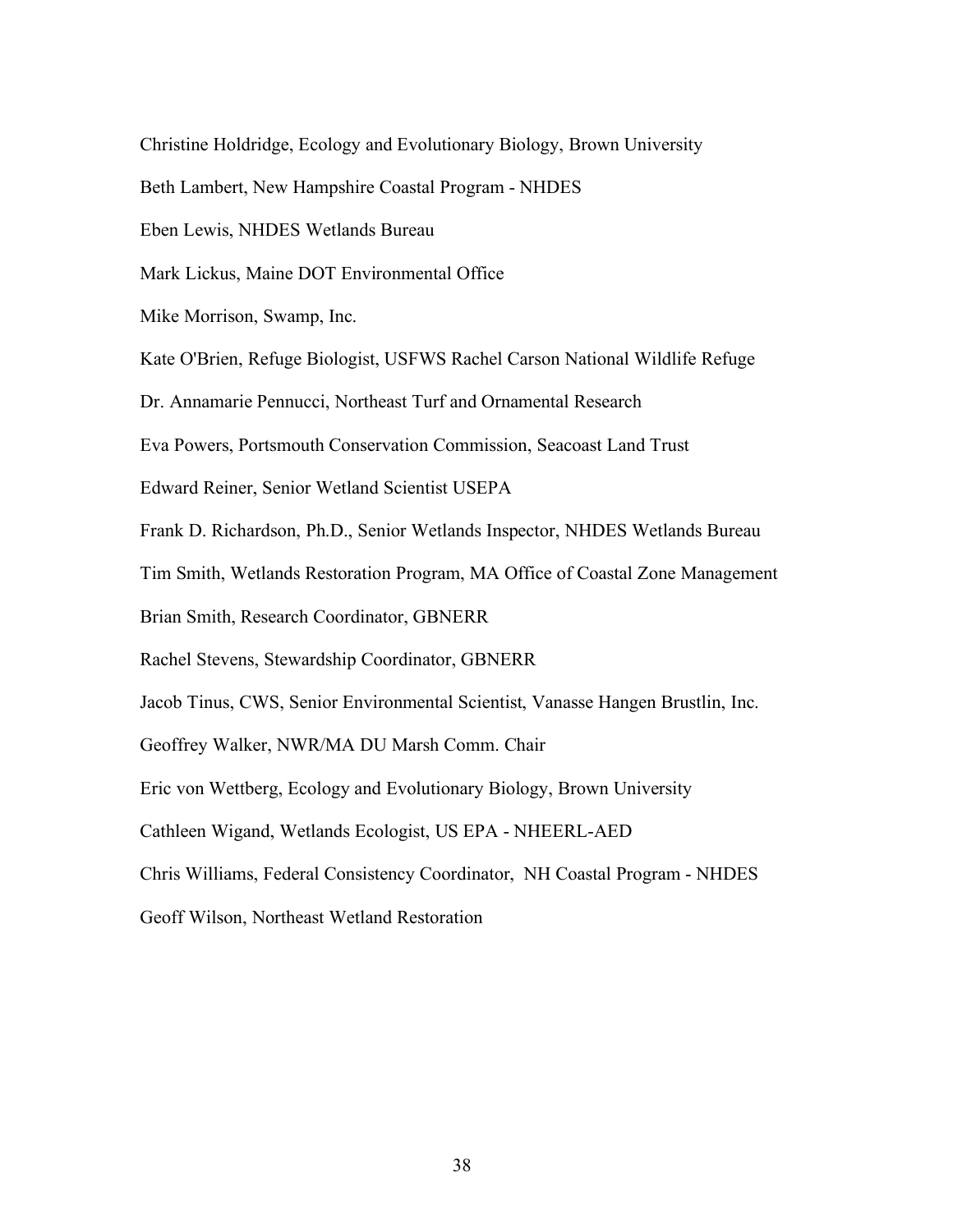Christine Holdridge, Ecology and Evolutionary Biology, Brown University

Beth Lambert, New Hampshire Coastal Program - NHDES

Eben Lewis, NHDES Wetlands Bureau

Mark Lickus, Maine DOT Environmental Office

Mike Morrison, Swamp, Inc.

Kate O'Brien, Refuge Biologist, USFWS Rachel Carson National Wildlife Refuge

Dr. Annamarie Pennucci, Northeast Turf and Ornamental Research

Eva Powers, Portsmouth Conservation Commission, Seacoast Land Trust

Edward Reiner, Senior Wetland Scientist USEPA

Frank D. Richardson, Ph.D., Senior Wetlands Inspector, NHDES Wetlands Bureau

Tim Smith, Wetlands Restoration Program, MA Office of Coastal Zone Management

Brian Smith, Research Coordinator, GBNERR

Rachel Stevens, Stewardship Coordinator, GBNERR

Jacob Tinus, CWS, Senior Environmental Scientist, Vanasse Hangen Brustlin, Inc.

Geoffrey Walker, NWR/MA DU Marsh Comm. Chair

Eric von Wettberg, Ecology and Evolutionary Biology, Brown University

Cathleen Wigand, Wetlands Ecologist, US EPA - NHEERL-AED

Chris Williams, Federal Consistency Coordinator, NH Coastal Program - NHDES

Geoff Wilson, Northeast Wetland Restoration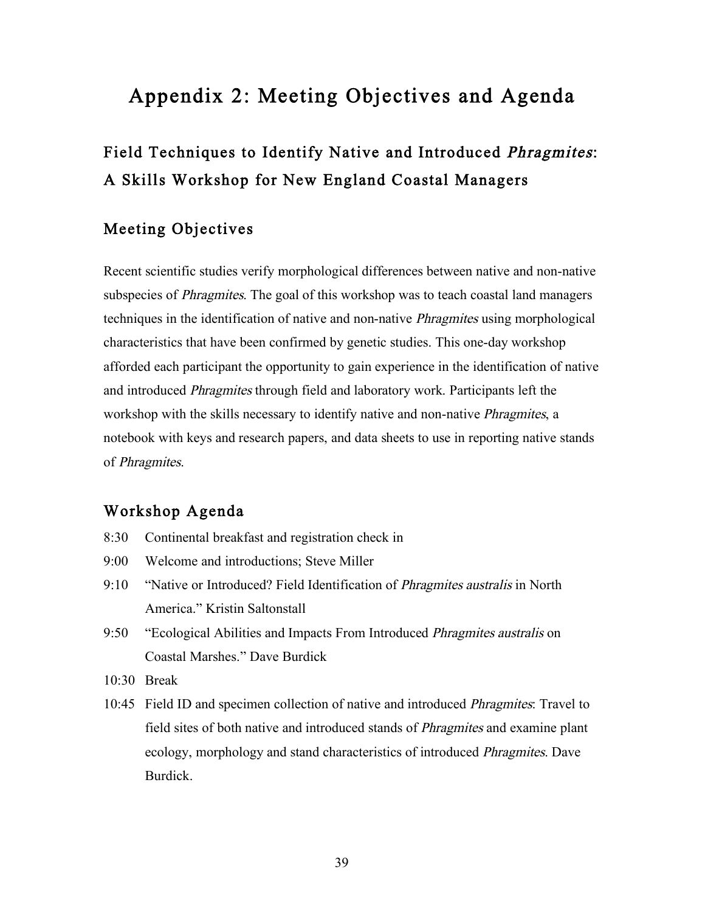# Appendix 2: Meeting Objectives and Agenda

## Field Techniques to Identify Native and Introduced *Phragmites*: A Skills Workshop for New England Coastal Managers

### Meeting Objectives

Recent scientific studies verify morphological differences between native and non-native subspecies of *Phragmites*. The goal of this workshop was to teach coastal land managers techniques in the identification of native and non-native *Phragmites* using morphological characteristics that have been confirmed by genetic studies. This one-day workshop afforded each participant the opportunity to gain experience in the identification of native and introduced *Phragmites* through field and laboratory work. Participants left the workshop with the skills necessary to identify native and non-native *Phragmites*, a notebook with keys and research papers, and data sheets to use in reporting native stands of *Phragmites*.

### Workshop Agenda

- 8:30 Continental breakfast and registration check in
- 9:00 Welcome and introductions; Steve Miller
- 9:10 "Native or Introduced? Field Identification of *Phragmites australis* in North America." Kristin Saltonstall
- 9:50 "Ecological Abilities and Impacts From Introduced *Phragmites australis* on Coastal Marshes." Dave Burdick
- 10:30 Break
- 10:45 Field ID and specimen collection of native and introduced *Phragmites*: Travel to field sites of both native and introduced stands of *Phragmites* and examine plant ecology, morphology and stand characteristics of introduced *Phragmites*. Dave Burdick.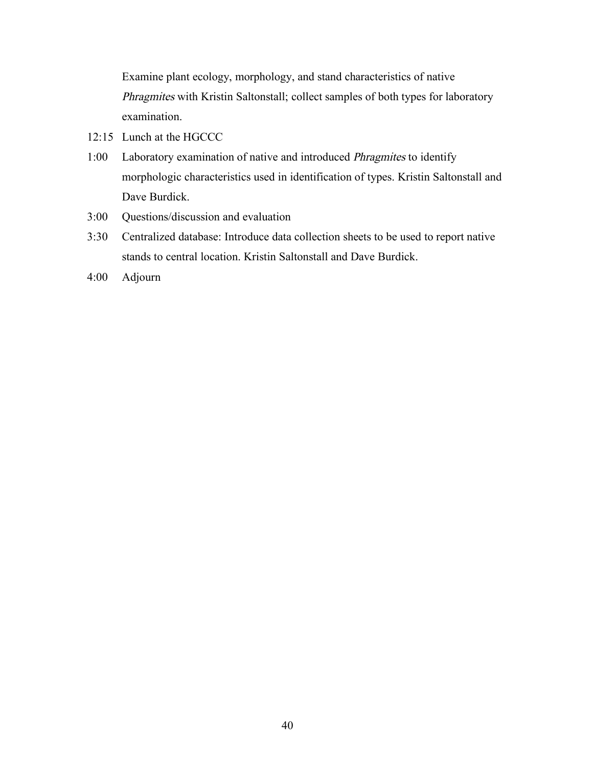Examine plant ecology, morphology, and stand characteristics of native *Phragmites* with Kristin Saltonstall; collect samples of both types for laboratory examination.

12:15 Lunch at the HGCCC

1:00 Laboratory examination of native and introduced *Phragmites* to identify morphologic characteristics used in identification of types. Kristin Saltonstall and Dave Burdick.

3:00 Questions/discussion and evaluation

3:30 Centralized database: Introduce data collection sheets to be used to report native stands to central location. Kristin Saltonstall and Dave Burdick.

4:00 Adjourn